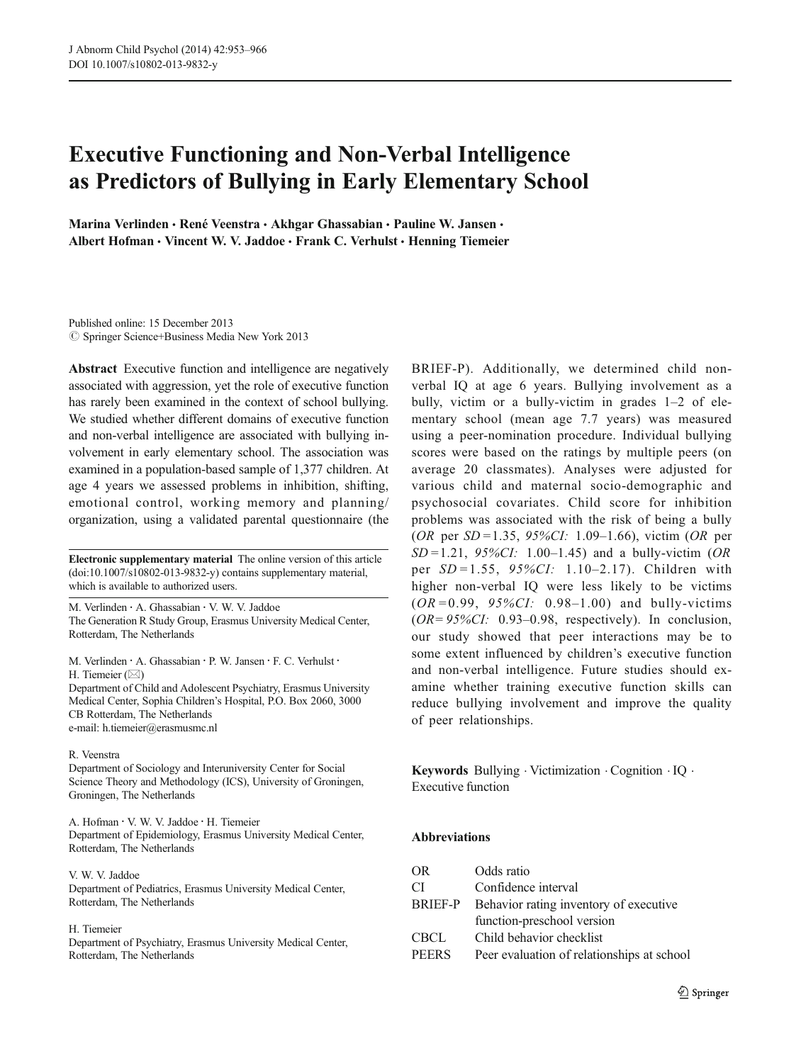# Executive Functioning and Non-Verbal Intelligence as Predictors of Bullying in Early Elementary School

**Marina Verlinden · René Veenstra · Akhgar Ghassabian · Pauline W. Jansen · Albert Hofman · Vincent W. V. Jaddoe · Frank C. Verhulst · Henning Tiemeier**

Published online: 15 December 2013
© Springer Science+Business Media New York 2013

**Abstract** Executive function and intelligence are negatively associated with aggression, yet the role of executive function has rarely been examined in the context of school bullying. We studied whether different domains of executive function and non-verbal intelligence are associated with bullying involvement in early elementary school. The association was examined in a population-based sample of 1,377 children. At age 4 years we assessed problems in inhibition, shifting, emotional control, working memory and planning/organization, using a validated parental questionnaire (the BRIEF-P). Additionally, we determined child non-verbal IQ at age 6 years. Bullying involvement as a bully, victim or a bully-victim in grades 1–2 of elementary school (mean age 7.7 years) was measured using a peer-nomination procedure. Individual bullying scores were based on the ratings by multiple peers (on average 20 classmates). Analyses were adjusted for various child and maternal socio-demographic and psychosocial covariates. Child score for inhibition problems was associated with the risk of being a bully (*OR* per *SD* = 1.35, *95%CI:* 1.09–1.66), victim (*OR* per *SD* = 1.21, *95%CI:* 1.00–1.45) and a bully-victim (*OR* per *SD* = 1.55, *95%CI:* 1.10–2.17). Children with higher non-verbal IQ were less likely to be victims (*OR* = 0.99, *95%CI:* 0.98–1.00) and bully-victims (*OR* = *95%CI:* 0.93–0.98, respectively). In conclusion, our study showed that peer interactions may be to some extent influenced by children's executive function and non-verbal intelligence. Future studies should examine whether training executive function skills can reduce bullying involvement and improve the quality of peer relationships.

**Keywords** Bullying · Victimization · Cognition · IQ · Executive function

**Electronic supplementary material** The online version of this article (doi:10.1007/s10802-013-9832-y) contains supplementary material, which is available to authorized users.

M. Verlinden · A. Ghassabian · V. W. V. Jaddoe
The Generation R Study Group, Erasmus University Medical Center, Rotterdam, The Netherlands

M. Verlinden · A. Ghassabian · P. W. Jansen · F. C. Verhulst · H. Tiemeier (✉)
Department of Child and Adolescent Psychiatry, Erasmus University Medical Center, Sophia Children's Hospital, P.O. Box 2060, 3000 CB Rotterdam, The Netherlands
e-mail: h.tiemeier@erasmusmc.nl

R. Veenstra
Department of Sociology and Interuniversity Center for Social Science Theory and Methodology (ICS), University of Groningen, Groningen, The Netherlands

A. Hofman · V. W. V. Jaddoe · H. Tiemeier
Department of Epidemiology, Erasmus University Medical Center, Rotterdam, The Netherlands

V. W. V. Jaddoe
Department of Pediatrics, Erasmus University Medical Center, Rotterdam, The Netherlands

H. Tiemeier
Department of Psychiatry, Erasmus University Medical Center, Rotterdam, The Netherlands

**Abbreviations**

| | |
|---|---|
| OR | Odds ratio |
| CI | Confidence interval |
| BRIEF-P | Behavior rating inventory of executive function-preschool version |
| CBCL | Child behavior checklist |
| PEERS | Peer evaluation of relationships at school |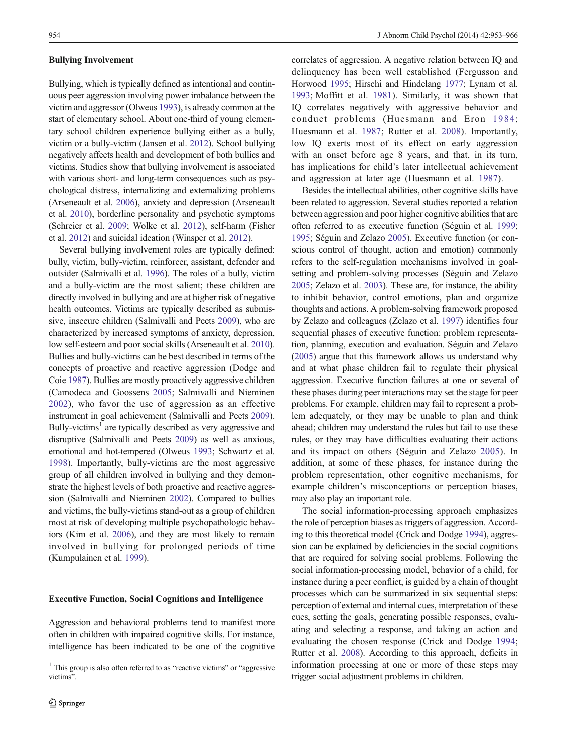### Bullying Involvement

Bullying, which is typically defined as intentional and continuous peer aggression involving power imbalance between the victim and aggressor (Olweus 1993), is already common at the start of elementary school. About one-third of young elementary school children experience bullying either as a bully, victim or a bully-victim (Jansen et al. 2012). School bullying negatively affects health and development of both bullies and victims. Studies show that bullying involvement is associated with various short- and long-term consequences such as psychological distress, internalizing and externalizing problems (Arseneault et al. 2006), anxiety and depression (Arseneault et al. 2010), borderline personality and psychotic symptoms (Schreier et al. 2009; Wolke et al. 2012), self-harm (Fisher et al. 2012) and suicidal ideation (Winsper et al. 2012).

Several bullying involvement roles are typically defined: bully, victim, bully-victim, reinforcer, assistant, defender and outsider (Salmivalli et al. 1996). The roles of a bully, victim and a bully-victim are the most salient; these children are directly involved in bullying and are at higher risk of negative health outcomes. Victims are typically described as submissive, insecure children (Salmivalli and Peets 2009), who are characterized by increased symptoms of anxiety, depression, low self-esteem and poor social skills (Arseneault et al. 2010). Bullies and bully-victims can be best described in terms of the concepts of proactive and reactive aggression (Dodge and Coie 1987). Bullies are mostly proactively aggressive children (Camodeca and Goossens 2005; Salmivalli and Nieminen 2002), who favor the use of aggression as an effective instrument in goal achievement (Salmivalli and Peets 2009). Bully-victims[1] are typically described as very aggressive and disruptive (Salmivalli and Peets 2009) as well as anxious, emotional and hot-tempered (Olweus 1993; Schwartz et al. 1998). Importantly, bully-victims are the most aggressive group of all children involved in bullying and they demonstrate the highest levels of both proactive and reactive aggression (Salmivalli and Nieminen 2002). Compared to bullies and victims, the bully-victims stand-out as a group of children most at risk of developing multiple psychopathologic behaviors (Kim et al. 2006), and they are most likely to remain involved in bullying for prolonged periods of time (Kumpulainen et al. 1999).

### Executive Function, Social Cognitions and Intelligence

Aggression and behavioral problems tend to manifest more often in children with impaired cognitive skills. For instance, intelligence has been indicated to be one of the cognitive correlates of aggression. A negative relation between IQ and delinquency has been well established (Fergusson and Horwood 1995; Hirschi and Hindelang 1977; Lynam et al. 1993; Moffitt et al. 1981). Similarly, it was shown that IQ correlates negatively with aggressive behavior and conduct problems (Huesmann and Eron 1984; Huesmann et al. 1987; Rutter et al. 2008). Importantly, low IQ exerts most of its effect on early aggression with an onset before age 8 years, and that, in its turn, has implications for child's later intellectual achievement and aggression at later age (Huesmann et al. 1987).

Besides the intellectual abilities, other cognitive skills have been related to aggression. Several studies reported a relation between aggression and poor higher cognitive abilities that are often referred to as executive function (Séguin et al. 1999; 1995; Séguin and Zelazo 2005). Executive function (or conscious control of thought, action and emotion) commonly refers to the self-regulation mechanisms involved in goal-setting and problem-solving processes (Séguin and Zelazo 2005; Zelazo et al. 2003). These are, for instance, the ability to inhibit behavior, control emotions, plan and organize thoughts and actions. A problem-solving framework proposed by Zelazo and colleagues (Zelazo et al. 1997) identifies four sequential phases of executive function: problem representation, planning, execution and evaluation. Séguin and Zelazo (2005) argue that this framework allows us understand why and at what phase children fail to regulate their physical aggression. Executive function failures at one or several of these phases during peer interactions may set the stage for peer problems. For example, children may fail to represent a problem adequately, or they may be unable to plan and think ahead; children may understand the rules but fail to use these rules, or they may have difficulties evaluating their actions and its impact on others (Séguin and Zelazo 2005). In addition, at some of these phases, for instance during the problem representation, other cognitive mechanisms, for example children's misconceptions or perception biases, may also play an important role.

The social information-processing approach emphasizes the role of perception biases as triggers of aggression. According to this theoretical model (Crick and Dodge 1994), aggression can be explained by deficiencies in the social cognitions that are required for solving social problems. Following the social information-processing model, behavior of a child, for instance during a peer conflict, is guided by a chain of thought processes which can be summarized in six sequential steps: perception of external and internal cues, interpretation of these cues, setting the goals, generating possible responses, evaluating and selecting a response, and taking an action and evaluating the chosen response (Crick and Dodge 1994; Rutter et al. 2008). According to this approach, deficits in information processing at one or more of these steps may trigger social adjustment problems in children.

[1] This group is also often referred to as "reactive victims" or "aggressive victims".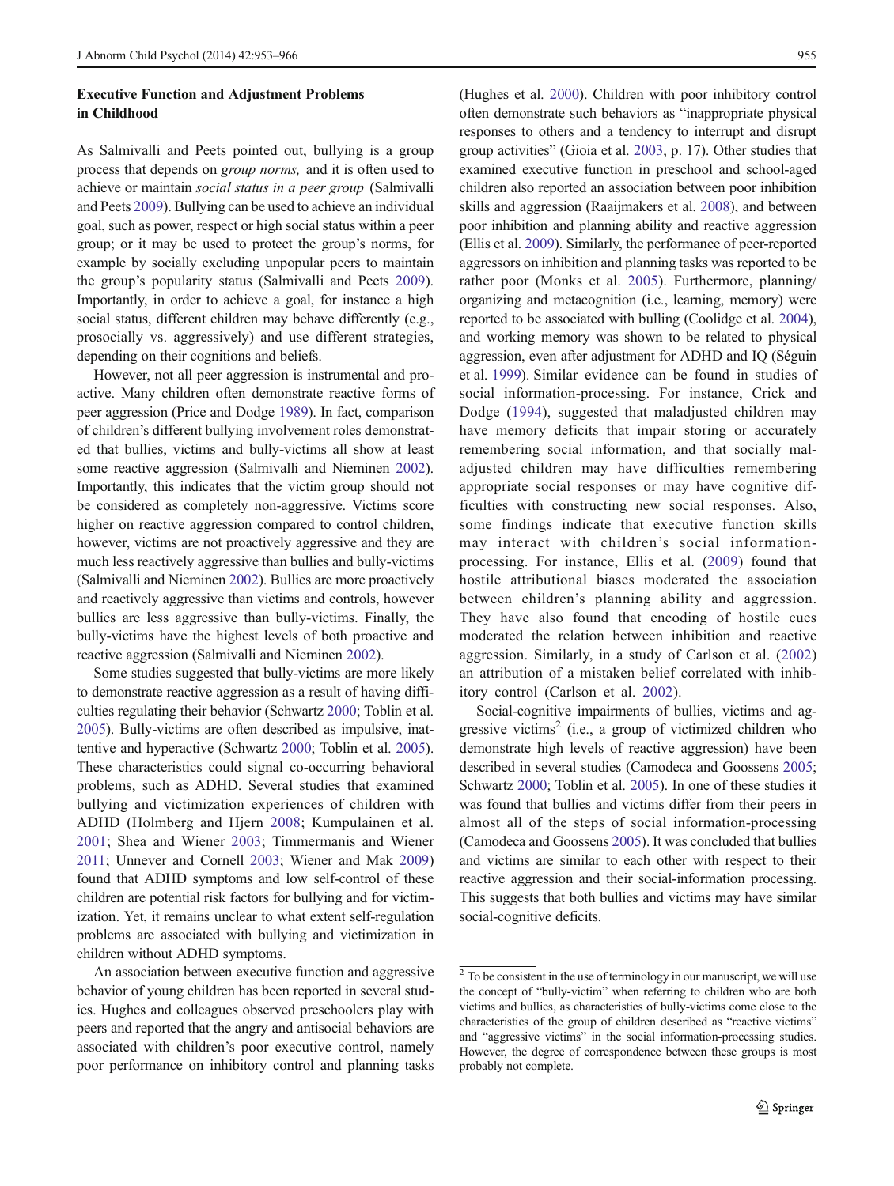## Executive Function and Adjustment Problems in Childhood

As Salmivalli and Peets pointed out, bullying is a group process that depends on *group norms,* and it is often used to achieve or maintain *social status in a peer group* (Salmivalli and Peets 2009). Bullying can be used to achieve an individual goal, such as power, respect or high social status within a peer group; or it may be used to protect the group's norms, for example by socially excluding unpopular peers to maintain the group's popularity status (Salmivalli and Peets 2009). Importantly, in order to achieve a goal, for instance a high social status, different children may behave differently (e.g., prosocially vs. aggressively) and use different strategies, depending on their cognitions and beliefs.

However, not all peer aggression is instrumental and proactive. Many children often demonstrate reactive forms of peer aggression (Price and Dodge 1989). In fact, comparison of children's different bullying involvement roles demonstrated that bullies, victims and bully-victims all show at least some reactive aggression (Salmivalli and Nieminen 2002). Importantly, this indicates that the victim group should not be considered as completely non-aggressive. Victims score higher on reactive aggression compared to control children, however, victims are not proactively aggressive and they are much less reactively aggressive than bullies and bully-victims (Salmivalli and Nieminen 2002). Bullies are more proactively and reactively aggressive than victims and controls, however bullies are less aggressive than bully-victims. Finally, the bully-victims have the highest levels of both proactive and reactive aggression (Salmivalli and Nieminen 2002).

Some studies suggested that bully-victims are more likely to demonstrate reactive aggression as a result of having difficulties regulating their behavior (Schwartz 2000; Toblin et al. 2005). Bully-victims are often described as impulsive, inattentive and hyperactive (Schwartz 2000; Toblin et al. 2005). These characteristics could signal co-occurring behavioral problems, such as ADHD. Several studies that examined bullying and victimization experiences of children with ADHD (Holmberg and Hjern 2008; Kumpulainen et al. 2001; Shea and Wiener 2003; Timmermanis and Wiener 2011; Unnever and Cornell 2003; Wiener and Mak 2009) found that ADHD symptoms and low self-control of these children are potential risk factors for bullying and for victimization. Yet, it remains unclear to what extent self-regulation problems are associated with bullying and victimization in children without ADHD symptoms.

An association between executive function and aggressive behavior of young children has been reported in several studies. Hughes and colleagues observed preschoolers play with peers and reported that the angry and antisocial behaviors are associated with children's poor executive control, namely poor performance on inhibitory control and planning tasks (Hughes et al. 2000). Children with poor inhibitory control often demonstrate such behaviors as "inappropriate physical responses to others and a tendency to interrupt and disrupt group activities" (Gioia et al. 2003, p. 17). Other studies that examined executive function in preschool and school-aged children also reported an association between poor inhibition skills and aggression (Raaijmakers et al. 2008), and between poor inhibition and planning ability and reactive aggression (Ellis et al. 2009). Similarly, the performance of peer-reported aggressors on inhibition and planning tasks was reported to be rather poor (Monks et al. 2005). Furthermore, planning/organizing and metacognition (i.e., learning, memory) were reported to be associated with bulling (Coolidge et al. 2004), and working memory was shown to be related to physical aggression, even after adjustment for ADHD and IQ (Séguin et al. 1999). Similar evidence can be found in studies of social information-processing. For instance, Crick and Dodge (1994), suggested that maladjusted children may have memory deficits that impair storing or accurately remembering social information, and that socially maladjusted children may have difficulties remembering appropriate social responses or may have cognitive difficulties with constructing new social responses. Also, some findings indicate that executive function skills may interact with children's social information-processing. For instance, Ellis et al. (2009) found that hostile attributional biases moderated the association between children's planning ability and aggression. They have also found that encoding of hostile cues moderated the relation between inhibition and reactive aggression. Similarly, in a study of Carlson et al. (2002) an attribution of a mistaken belief correlated with inhibitory control (Carlson et al. 2002).

Social-cognitive impairments of bullies, victims and aggressive victims[2] (i.e., a group of victimized children who demonstrate high levels of reactive aggression) have been described in several studies (Camodeca and Goossens 2005; Schwartz 2000; Toblin et al. 2005). In one of these studies it was found that bullies and victims differ from their peers in almost all of the steps of social information-processing (Camodeca and Goossens 2005). It was concluded that bullies and victims are similar to each other with respect to their reactive aggression and their social-information processing. This suggests that both bullies and victims may have similar social-cognitive deficits.

[2] To be consistent in the use of terminology in our manuscript, we will use the concept of "bully-victim" when referring to children who are both victims and bullies, as characteristics of bully-victims come close to the characteristics of the group of children described as "reactive victims" and "aggressive victims" in the social information-processing studies. However, the degree of correspondence between these groups is most probably not complete.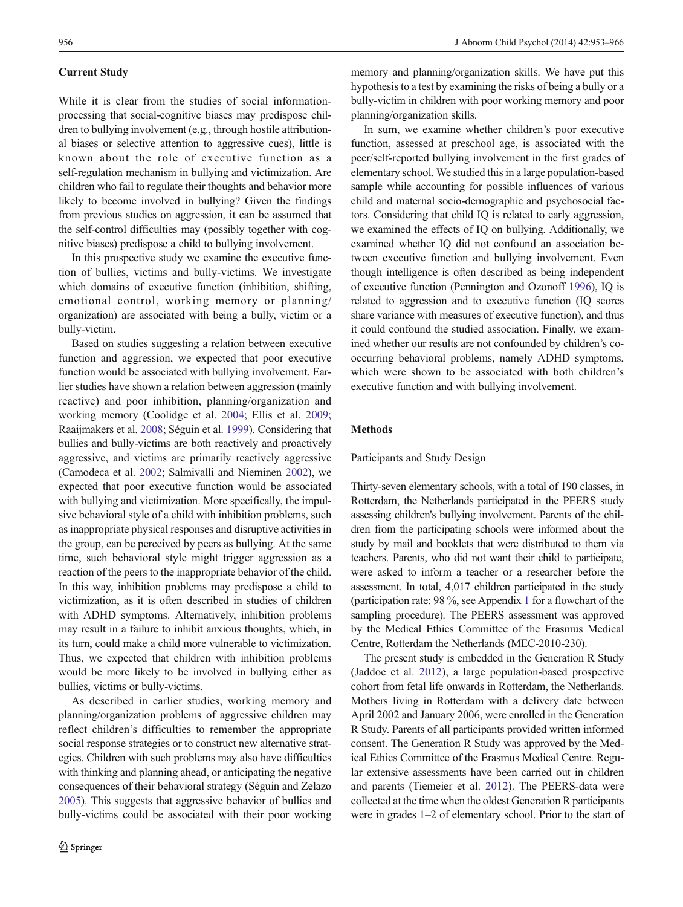### Current Study

While it is clear from the studies of social information-processing that social-cognitive biases may predispose children to bullying involvement (e.g., through hostile attributional biases or selective attention to aggressive cues), little is known about the role of executive function as a self-regulation mechanism in bullying and victimization. Are children who fail to regulate their thoughts and behavior more likely to become involved in bullying? Given the findings from previous studies on aggression, it can be assumed that the self-control difficulties may (possibly together with cognitive biases) predispose a child to bullying involvement.

In this prospective study we examine the executive function of bullies, victims and bully-victims. We investigate which domains of executive function (inhibition, shifting, emotional control, working memory or planning/organization) are associated with being a bully, victim or a bully-victim.

Based on studies suggesting a relation between executive function and aggression, we expected that poor executive function would be associated with bullying involvement. Earlier studies have shown a relation between aggression (mainly reactive) and poor inhibition, planning/organization and working memory (Coolidge et al. 2004; Ellis et al. 2009; Raaijmakers et al. 2008; Séguin et al. 1999). Considering that bullies and bully-victims are both reactively and proactively aggressive, and victims are primarily reactively aggressive (Camodeca et al. 2002; Salmivalli and Nieminen 2002), we expected that poor executive function would be associated with bullying and victimization. More specifically, the impulsive behavioral style of a child with inhibition problems, such as inappropriate physical responses and disruptive activities in the group, can be perceived by peers as bullying. At the same time, such behavioral style might trigger aggression as a reaction of the peers to the inappropriate behavior of the child. In this way, inhibition problems may predispose a child to victimization, as it is often described in studies of children with ADHD symptoms. Alternatively, inhibition problems may result in a failure to inhibit anxious thoughts, which, in its turn, could make a child more vulnerable to victimization. Thus, we expected that children with inhibition problems would be more likely to be involved in bullying either as bullies, victims or bully-victims.

As described in earlier studies, working memory and planning/organization problems of aggressive children may reflect children's difficulties to remember the appropriate social response strategies or to construct new alternative strategies. Children with such problems may also have difficulties with thinking and planning ahead, or anticipating the negative consequences of their behavioral strategy (Séguin and Zelazo 2005). This suggests that aggressive behavior of bullies and bully-victims could be associated with their poor working memory and planning/organization skills. We have put this hypothesis to a test by examining the risks of being a bully or a bully-victim in children with poor working memory and poor planning/organization skills.

In sum, we examine whether children's poor executive function, assessed at preschool age, is associated with the peer/self-reported bullying involvement in the first grades of elementary school. We studied this in a large population-based sample while accounting for possible influences of various child and maternal socio-demographic and psychosocial factors. Considering that child IQ is related to early aggression, we examined the effects of IQ on bullying. Additionally, we examined whether IQ did not confound an association between executive function and bullying involvement. Even though intelligence is often described as being independent of executive function (Pennington and Ozonoff 1996), IQ is related to aggression and to executive function (IQ scores share variance with measures of executive function), and thus it could confound the studied association. Finally, we examined whether our results are not confounded by children's co-occurring behavioral problems, namely ADHD symptoms, which were shown to be associated with both children's executive function and with bullying involvement.

## Methods

### Participants and Study Design

Thirty-seven elementary schools, with a total of 190 classes, in Rotterdam, the Netherlands participated in the PEERS study assessing children's bullying involvement. Parents of the children from the participating schools were informed about the study by mail and booklets that were distributed to them via teachers. Parents, who did not want their child to participate, were asked to inform a teacher or a researcher before the assessment. In total, 4,017 children participated in the study (participation rate: 98 %, see Appendix 1 for a flowchart of the sampling procedure). The PEERS assessment was approved by the Medical Ethics Committee of the Erasmus Medical Centre, Rotterdam the Netherlands (MEC-2010-230).

The present study is embedded in the Generation R Study (Jaddoe et al. 2012), a large population-based prospective cohort from fetal life onwards in Rotterdam, the Netherlands. Mothers living in Rotterdam with a delivery date between April 2002 and January 2006, were enrolled in the Generation R Study. Parents of all participants provided written informed consent. The Generation R Study was approved by the Medical Ethics Committee of the Erasmus Medical Centre. Regular extensive assessments have been carried out in children and parents (Tiemeier et al. 2012). The PEERS-data were collected at the time when the oldest Generation R participants were in grades 1–2 of elementary school. Prior to the start of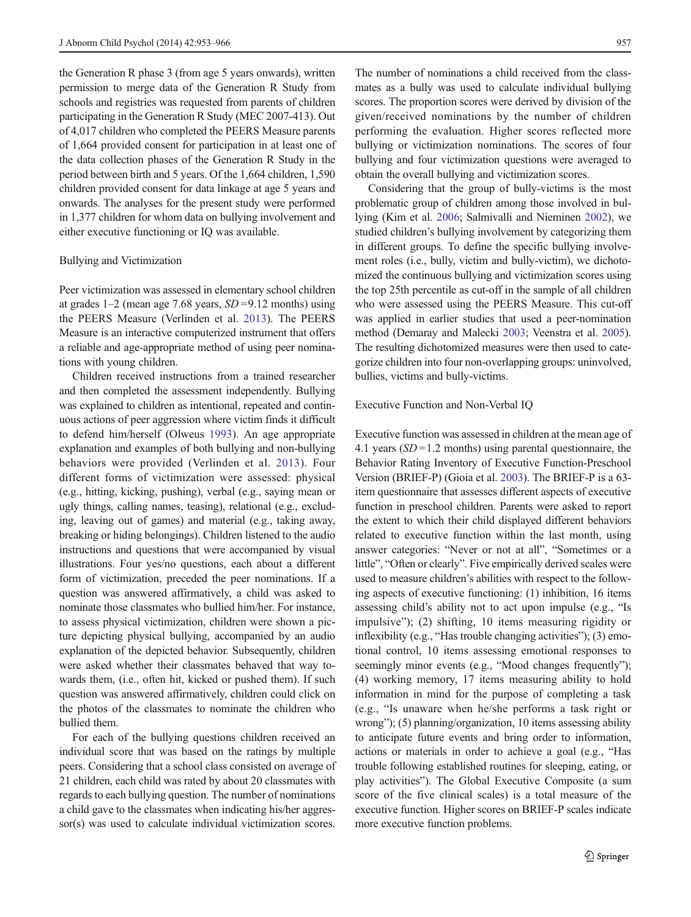the Generation R phase 3 (from age 5 years onwards), written permission to merge data of the Generation R Study from schools and registries was requested from parents of children participating in the Generation R Study (MEC 2007-413). Out of 4,017 children who completed the PEERS Measure parents of 1,664 provided consent for participation in at least one of the data collection phases of the Generation R Study in the period between birth and 5 years. Of the 1,664 children, 1,590 children provided consent for data linkage at age 5 years and onwards. The analyses for the present study were performed in 1,377 children for whom data on bullying involvement and either executive functioning or IQ was available.

### Bullying and Victimization

Peer victimization was assessed in elementary school children at grades 1–2 (mean age 7.68 years, $SD$ = 9.12 months) using the PEERS Measure (Verlinden et al. 2013). The PEERS Measure is an interactive computerized instrument that offers a reliable and age-appropriate method of using peer nominations with young children.

Children received instructions from a trained researcher and then completed the assessment independently. Bullying was explained to children as intentional, repeated and continuous actions of peer aggression where victim finds it difficult to defend him/herself (Olweus 1993). An age appropriate explanation and examples of both bullying and non-bullying behaviors were provided (Verlinden et al. 2013). Four different forms of victimization were assessed: physical (e.g., hitting, kicking, pushing), verbal (e.g., saying mean or ugly things, calling names, teasing), relational (e.g., excluding, leaving out of games) and material (e.g., taking away, breaking or hiding belongings). Children listened to the audio instructions and questions that were accompanied by visual illustrations. Four yes/no questions, each about a different form of victimization, preceded the peer nominations. If a question was answered affirmatively, a child was asked to nominate those classmates who bullied him/her. For instance, to assess physical victimization, children were shown a picture depicting physical bullying, accompanied by an audio explanation of the depicted behavior. Subsequently, children were asked whether their classmates behaved that way towards them, (i.e., often hit, kicked or pushed them). If such question was answered affirmatively, children could click on the photos of the classmates to nominate the children who bullied them.

For each of the bullying questions children received an individual score that was based on the ratings by multiple peers. Considering that a school class consisted on average of 21 children, each child was rated by about 20 classmates with regards to each bullying question. The number of nominations a child gave to the classmates when indicating his/her aggressor(s) was used to calculate individual victimization scores. The number of nominations a child received from the classmates as a bully was used to calculate individual bullying scores. The proportion scores were derived by division of the given/received nominations by the number of children performing the evaluation. Higher scores reflected more bullying or victimization nominations. The scores of four bullying and four victimization questions were averaged to obtain the overall bullying and victimization scores.

Considering that the group of bully-victims is the most problematic group of children among those involved in bullying (Kim et al. 2006; Salmivalli and Nieminen 2002), we studied children's bullying involvement by categorizing them in different groups. To define the specific bullying involvement roles (i.e., bully, victim and bully-victim), we dichotomized the continuous bullying and victimization scores using the top 25th percentile as cut-off in the sample of all children who were assessed using the PEERS Measure. This cut-off was applied in earlier studies that used a peer-nomination method (Demaray and Malecki 2003; Veenstra et al. 2005). The resulting dichotomized measures were then used to categorize children into four non-overlapping groups: uninvolved, bullies, victims and bully-victims.

### Executive Function and Non-Verbal IQ

Executive function was assessed in children at the mean age of 4.1 years ($SD$ = 1.2 months) using parental questionnaire, the Behavior Rating Inventory of Executive Function-Preschool Version (BRIEF-P) (Gioia et al. 2003). The BRIEF-P is a 63-item questionnaire that assesses different aspects of executive function in preschool children. Parents were asked to report the extent to which their child displayed different behaviors related to executive function within the last month, using answer categories: "Never or not at all", "Sometimes or a little", "Often or clearly". Five empirically derived scales were used to measure children's abilities with respect to the following aspects of executive functioning: (1) inhibition, 16 items assessing child's ability not to act upon impulse (e.g., "Is impulsive"); (2) shifting, 10 items measuring rigidity or inflexibility (e.g., "Has trouble changing activities"); (3) emotional control, 10 items assessing emotional responses to seemingly minor events (e.g., "Mood changes frequently"); (4) working memory, 17 items measuring ability to hold information in mind for the purpose of completing a task (e.g., "Is unaware when he/she performs a task right or wrong"); (5) planning/organization, 10 items assessing ability to anticipate future events and bring order to information, actions or materials in order to achieve a goal (e.g., "Has trouble following established routines for sleeping, eating, or play activities"). The Global Executive Composite (a sum score of the five clinical scales) is a total measure of the executive function. Higher scores on BRIEF-P scales indicate more executive function problems.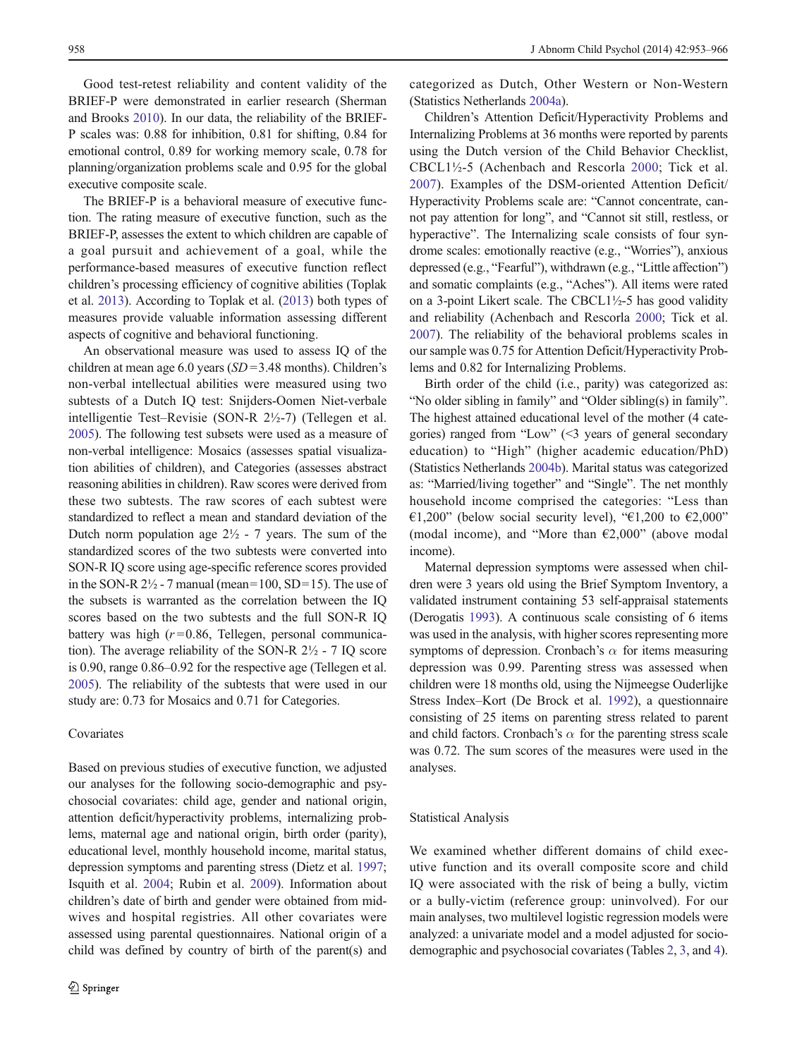Good test-retest reliability and content validity of the BRIEF-P were demonstrated in earlier research (Sherman and Brooks 2010). In our data, the reliability of the BRIEF-P scales was: 0.88 for inhibition, 0.81 for shifting, 0.84 for emotional control, 0.89 for working memory scale, 0.78 for planning/organization problems scale and 0.95 for the global executive composite scale.

The BRIEF-P is a behavioral measure of executive function. The rating measure of executive function, such as the BRIEF-P, assesses the extent to which children are capable of a goal pursuit and achievement of a goal, while the performance-based measures of executive function reflect children's processing efficiency of cognitive abilities (Toplak et al. 2013). According to Toplak et al. (2013) both types of measures provide valuable information assessing different aspects of cognitive and behavioral functioning.

An observational measure was used to assess IQ of the children at mean age 6.0 years ($SD$=3.48 months). Children's non-verbal intellectual abilities were measured using two subtests of a Dutch IQ test: Snijders-Oomen Niet-verbale intelligentie Test–Revisie (SON-R 2½-7) (Tellegen et al. 2005). The following test subsets were used as a measure of non-verbal intelligence: Mosaics (assesses spatial visualization abilities of children), and Categories (assesses abstract reasoning abilities in children). Raw scores were derived from these two subtests. The raw scores of each subtest were standardized to reflect a mean and standard deviation of the Dutch norm population age 2½ - 7 years. The sum of the standardized scores of the two subtests were converted into SON-R IQ score using age-specific reference scores provided in the SON-R 2½ - 7 manual (mean=100, SD=15). The use of the subsets is warranted as the correlation between the IQ scores based on the two subtests and the full SON-R IQ battery was high ($r$=0.86, Tellegen, personal communication). The average reliability of the SON-R 2½ - 7 IQ score is 0.90, range 0.86–0.92 for the respective age (Tellegen et al. 2005). The reliability of the subtests that were used in our study are: 0.73 for Mosaics and 0.71 for Categories.

### Covariates

Based on previous studies of executive function, we adjusted our analyses for the following socio-demographic and psychosocial covariates: child age, gender and national origin, attention deficit/hyperactivity problems, internalizing problems, maternal age and national origin, birth order (parity), educational level, monthly household income, marital status, depression symptoms and parenting stress (Dietz et al. 1997; Isquith et al. 2004; Rubin et al. 2009). Information about children's date of birth and gender were obtained from midwives and hospital registries. All other covariates were assessed using parental questionnaires. National origin of a child was defined by country of birth of the parent(s) and categorized as Dutch, Other Western or Non-Western (Statistics Netherlands 2004a).

Children's Attention Deficit/Hyperactivity Problems and Internalizing Problems at 36 months were reported by parents using the Dutch version of the Child Behavior Checklist, CBCL1½-5 (Achenbach and Rescorla 2000; Tick et al. 2007). Examples of the DSM-oriented Attention Deficit/Hyperactivity Problems scale are: "Cannot concentrate, cannot pay attention for long", and "Cannot sit still, restless, or hyperactive". The Internalizing scale consists of four syndrome scales: emotionally reactive (e.g., "Worries"), anxious depressed (e.g., "Fearful"), withdrawn (e.g., "Little affection") and somatic complaints (e.g., "Aches"). All items were rated on a 3-point Likert scale. The CBCL1½-5 has good validity and reliability (Achenbach and Rescorla 2000; Tick et al. 2007). The reliability of the behavioral problems scales in our sample was 0.75 for Attention Deficit/Hyperactivity Problems and 0.82 for Internalizing Problems.

Birth order of the child (i.e., parity) was categorized as: "No older sibling in family" and "Older sibling(s) in family". The highest attained educational level of the mother (4 categories) ranged from "Low" (<3 years of general secondary education) to "High" (higher academic education/PhD) (Statistics Netherlands 2004b). Marital status was categorized as: "Married/living together" and "Single". The net monthly household income comprised the categories: "Less than €1,200" (below social security level), "€1,200 to €2,000" (modal income), and "More than €2,000" (above modal income).

Maternal depression symptoms were assessed when children were 3 years old using the Brief Symptom Inventory, a validated instrument containing 53 self-appraisal statements (Derogatis 1993). A continuous scale consisting of 6 items was used in the analysis, with higher scores representing more symptoms of depression. Cronbach's $\alpha$ for items measuring depression was 0.99. Parenting stress was assessed when children were 18 months old, using the Nijmeegse Ouderlijke Stress Index–Kort (De Brock et al. 1992), a questionnaire consisting of 25 items on parenting stress related to parent and child factors. Cronbach's $\alpha$ for the parenting stress scale was 0.72. The sum scores of the measures were used in the analyses.

### Statistical Analysis

We examined whether different domains of child executive function and its overall composite score and child IQ were associated with the risk of being a bully, victim or a bully-victim (reference group: uninvolved). For our main analyses, two multilevel logistic regression models were analyzed: a univariate model and a model adjusted for socio-demographic and psychosocial covariates (Tables 2, 3, and 4).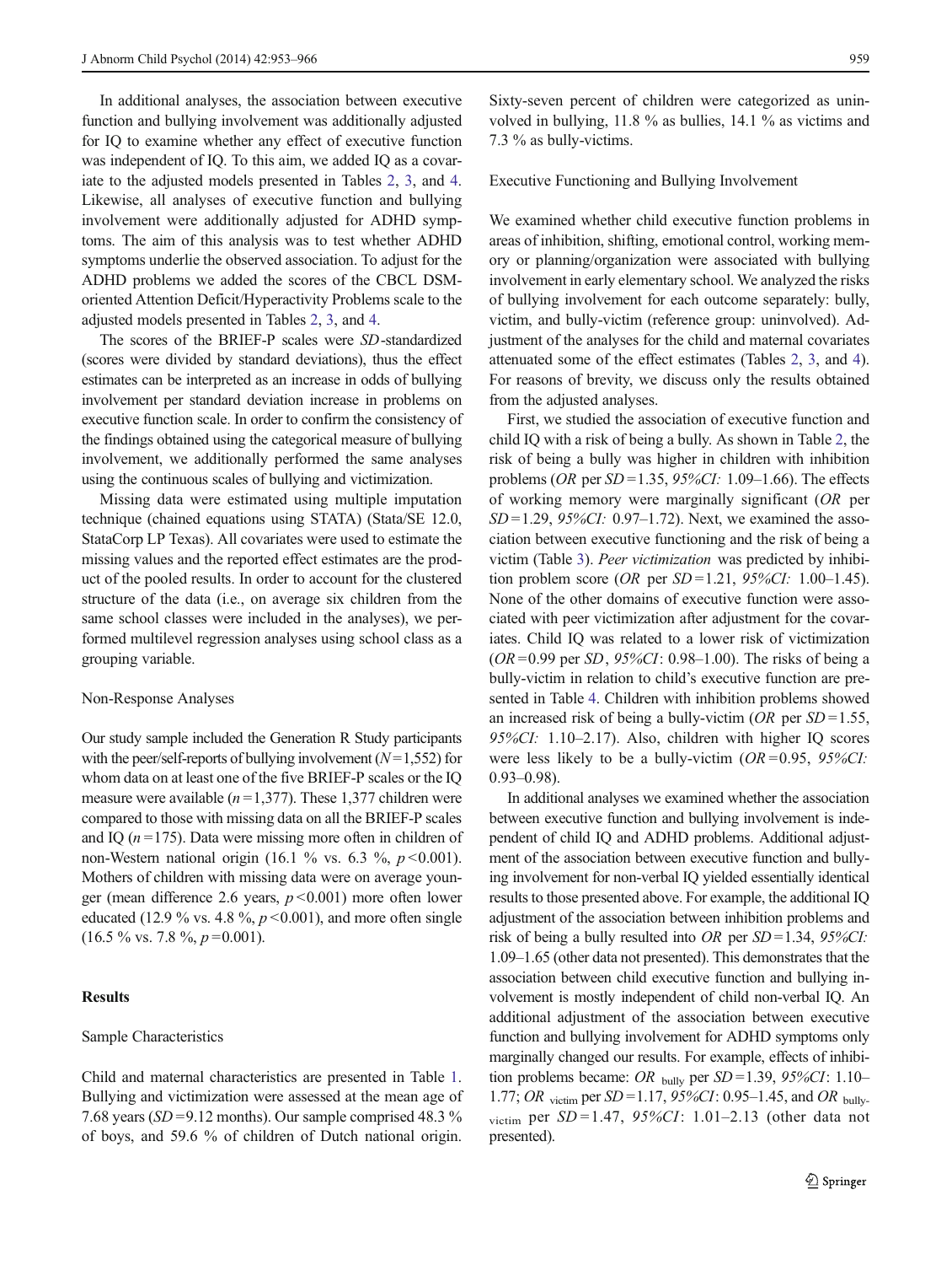In additional analyses, the association between executive function and bullying involvement was additionally adjusted for IQ to examine whether any effect of executive function was independent of IQ. To this aim, we added IQ as a covariate to the adjusted models presented in Tables 2, 3, and 4. Likewise, all analyses of executive function and bullying involvement were additionally adjusted for ADHD symptoms. The aim of this analysis was to test whether ADHD symptoms underlie the observed association. To adjust for the ADHD problems we added the scores of the CBCL DSM-oriented Attention Deficit/Hyperactivity Problems scale to the adjusted models presented in Tables 2, 3, and 4.

The scores of the BRIEF-P scales were *SD*-standardized (scores were divided by standard deviations), thus the effect estimates can be interpreted as an increase in odds of bullying involvement per standard deviation increase in problems on executive function scale. In order to confirm the consistency of the findings obtained using the categorical measure of bullying involvement, we additionally performed the same analyses using the continuous scales of bullying and victimization.

Missing data were estimated using multiple imputation technique (chained equations using STATA) (Stata/SE 12.0, StataCorp LP Texas). All covariates were used to estimate the missing values and the reported effect estimates are the product of the pooled results. In order to account for the clustered structure of the data (i.e., on average six children from the same school classes were included in the analyses), we performed multilevel regression analyses using school class as a grouping variable.

### Non-Response Analyses

Our study sample included the Generation R Study participants with the peer/self-reports of bullying involvement ($N$=1,552) for whom data on at least one of the five BRIEF-P scales or the IQ measure were available ($n$=1,377). These 1,377 children were compared to those with missing data on all the BRIEF-P scales and IQ ($n$=175). Data were missing more often in children of non-Western national origin (16.1 % vs. 6.3 %, $p$<0.001). Mothers of children with missing data were on average younger (mean difference 2.6 years, $p$<0.001) more often lower educated (12.9 % vs. 4.8 %, $p$<0.001), and more often single (16.5 % vs. 7.8 %, $p$=0.001).

## Results

### Sample Characteristics

Child and maternal characteristics are presented in Table 1. Bullying and victimization were assessed at the mean age of 7.68 years ($SD$=9.12 months). Our sample comprised 48.3 % of boys, and 59.6 % of children of Dutch national origin. Sixty-seven percent of children were categorized as uninvolved in bullying, 11.8 % as bullies, 14.1 % as victims and 7.3 % as bully-victims.

### Executive Functioning and Bullying Involvement

We examined whether child executive function problems in areas of inhibition, shifting, emotional control, working memory or planning/organization were associated with bullying involvement in early elementary school. We analyzed the risks of bullying involvement for each outcome separately: bully, victim, and bully-victim (reference group: uninvolved). Adjustment of the analyses for the child and maternal covariates attenuated some of the effect estimates (Tables 2, 3, and 4). For reasons of brevity, we discuss only the results obtained from the adjusted analyses.

First, we studied the association of executive function and child IQ with a risk of being a bully. As shown in Table 2, the risk of being a bully was higher in children with inhibition problems (*OR* per *SD*=1.35, *95%CI:* 1.09–1.66). The effects of working memory were marginally significant (*OR* per *SD*=1.29, *95%CI:* 0.97–1.72). Next, we examined the association between executive functioning and the risk of being a victim (Table 3). *Peer victimization* was predicted by inhibition problem score (*OR* per *SD*=1.21, *95%CI:* 1.00–1.45). None of the other domains of executive function were associated with peer victimization after adjustment for the covariates. Child IQ was related to a lower risk of victimization (*OR*=0.99 per *SD*, *95%CI*: 0.98–1.00). The risks of being a bully-victim in relation to child's executive function are presented in Table 4. Children with inhibition problems showed an increased risk of being a bully-victim (*OR* per *SD*=1.55, *95%CI:* 1.10–2.17). Also, children with higher IQ scores were less likely to be a bully-victim (*OR*=0.95, *95%CI:* 0.93–0.98).

In additional analyses we examined whether the association between executive function and bullying involvement is independent of child IQ and ADHD problems. Additional adjustment of the association between executive function and bullying involvement for non-verbal IQ yielded essentially identical results to those presented above. For example, the additional IQ adjustment of the association between inhibition problems and risk of being a bully resulted into *OR* per *SD*=1.34, *95%CI:* 1.09–1.65 (other data not presented). This demonstrates that the association between child executive function and bullying involvement is mostly independent of child non-verbal IQ. An additional adjustment of the association between executive function and bullying involvement for ADHD symptoms only marginally changed our results. For example, effects of inhibition problems became: $OR_{\text{bully}}$ per *SD*=1.39, *95%CI*: 1.10–1.77; $OR_{\text{victim}}$ per *SD*=1.17, *95%CI*: 0.95–1.45, and $OR_{\text{bully-victim}}$ per *SD*=1.47, *95%CI*: 1.01–2.13 (other data not presented).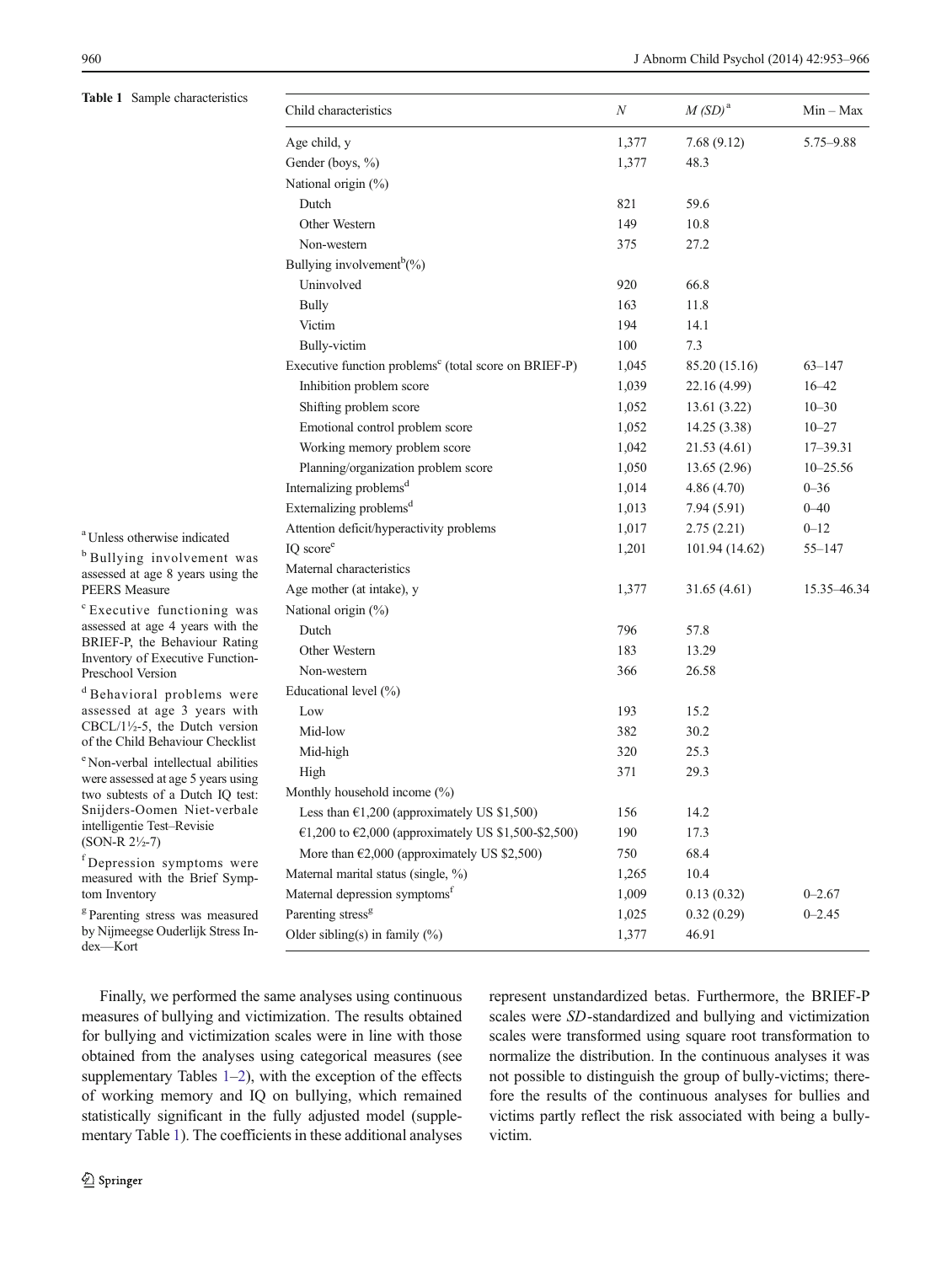**Table 1** Sample characteristics

| Child characteristics | N | M (SD)[a] | Min – Max |
|---|---|---|---|
| Age child, y | 1,377 | 7.68 (9.12) | 5.75–9.88 |
| Gender (boys, %) | 1,377 | 48.3 | |
| National origin (%) | | | |
| Dutch | 821 | 59.6 | |
| Other Western | 149 | 10.8 | |
| Non-western | 375 | 27.2 | |
| Bullying involvement[b](%) | | | |
| Uninvolved | 920 | 66.8 | |
| Bully | 163 | 11.8 | |
| Victim | 194 | 14.1 | |
| Bully-victim | 100 | 7.3 | |
| Executive function problems[c] (total score on BRIEF-P) | 1,045 | 85.20 (15.16) | 63–147 |
| Inhibition problem score | 1,039 | 22.16 (4.99) | 16–42 |
| Shifting problem score | 1,052 | 13.61 (3.22) | 10–30 |
| Emotional control problem score | 1,052 | 14.25 (3.38) | 10–27 |
| Working memory problem score | 1,042 | 21.53 (4.61) | 17–39.31 |
| Planning/organization problem score | 1,050 | 13.65 (2.96) | 10–25.56 |
| Internalizing problems[d] | 1,014 | 4.86 (4.70) | 0–36 |
| Externalizing problems[d] | 1,013 | 7.94 (5.91) | 0–40 |
| Attention deficit/hyperactivity problems | 1,017 | 2.75 (2.21) | 0–12 |
| IQ score[e] | 1,201 | 101.94 (14.62) | 55–147 |
| Maternal characteristics | | | |
| Age mother (at intake), y | 1,377 | 31.65 (4.61) | 15.35–46.34 |
| National origin (%) | | | |
| Dutch | 796 | 57.8 | |
| Other Western | 183 | 13.29 | |
| Non-western | 366 | 26.58 | |
| Educational level (%) | | | |
| Low | 193 | 15.2 | |
| Mid-low | 382 | 30.2 | |
| Mid-high | 320 | 25.3 | |
| High | 371 | 29.3 | |
| Monthly household income (%) | | | |
| Less than €1,200 (approximately US $1,500) | 156 | 14.2 | |
| €1,200 to €2,000 (approximately US $1,500-$2,500) | 190 | 17.3 | |
| More than €2,000 (approximately US $2,500) | 750 | 68.4 | |
| Maternal marital status (single, %) | 1,265 | 10.4 | |
| Maternal depression symptoms[f] | 1,009 | 0.13 (0.32) | 0–2.67 |
| Parenting stress[g] | 1,025 | 0.32 (0.29) | 0–2.45 |
| Older sibling(s) in family (%) | 1,377 | 46.91 | |

[a] Unless otherwise indicated

[b] Bullying involvement was assessed at age 8 years using the PEERS Measure

[c] Executive functioning was assessed at age 4 years with the BRIEF-P, the Behaviour Rating Inventory of Executive Function-Preschool Version

[d] Behavioral problems were assessed at age 3 years with CBCL/1½-5, the Dutch version of the Child Behaviour Checklist

[e] Non-verbal intellectual abilities were assessed at age 5 years using two subtests of a Dutch IQ test: Snijders-Oomen Niet-verbale intelligentie Test–Revisie (SON-R 2½-7)

[f] Depression symptoms were measured with the Brief Symptom Inventory

[g] Parenting stress was measured by Nijmeegse Ouderlijk Stress Index—Kort

Finally, we performed the same analyses using continuous measures of bullying and victimization. The results obtained for bullying and victimization scales were in line with those obtained from the analyses using categorical measures (see supplementary Tables 1–2), with the exception of the effects of working memory and IQ on bullying, which remained statistically significant in the fully adjusted model (supplementary Table 1). The coefficients in these additional analyses represent unstandardized betas. Furthermore, the BRIEF-P scales were *SD*-standardized and bullying and victimization scales were transformed using square root transformation to normalize the distribution. In the continuous analyses it was not possible to distinguish the group of bully-victims; therefore the results of the continuous analyses for bullies and victims partly reflect the risk associated with being a bully-victim.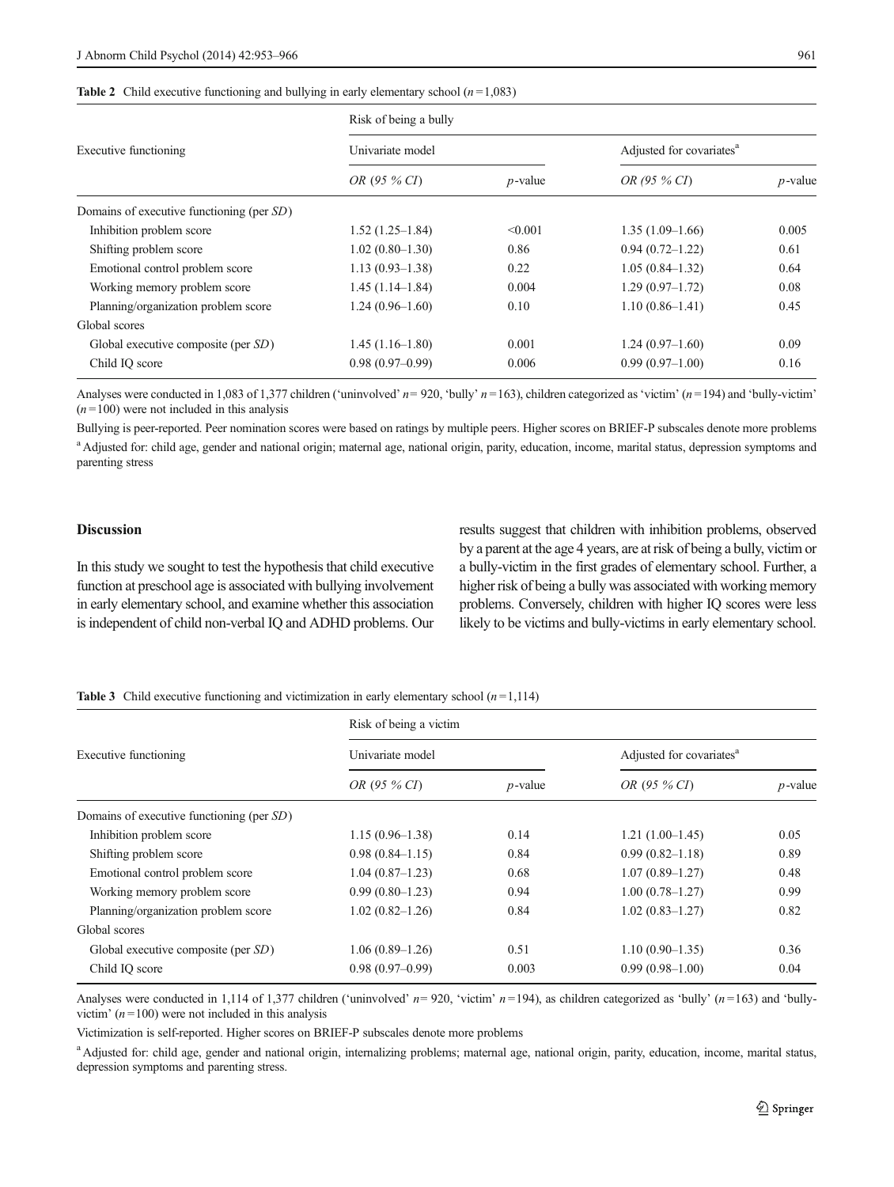**Table 2** Child executive functioning and bullying in early elementary school ($n = 1{,}083$)

| Executive functioning | Risk of being a bully | | | |
|---|---|---|---|---|
| | Univariate model | | Adjusted for covariates[a] | |
| | *OR (95 % CI)* | *p*-value | *OR (95 % CI)* | *p*-value |
| Domains of executive functioning (per *SD*) | | | | |
| Inhibition problem score | 1.52 (1.25–1.84) | <0.001 | 1.35 (1.09–1.66) | 0.005 |
| Shifting problem score | 1.02 (0.80–1.30) | 0.86 | 0.94 (0.72–1.22) | 0.61 |
| Emotional control problem score | 1.13 (0.93–1.38) | 0.22 | 1.05 (0.84–1.32) | 0.64 |
| Working memory problem score | 1.45 (1.14–1.84) | 0.004 | 1.29 (0.97–1.72) | 0.08 |
| Planning/organization problem score | 1.24 (0.96–1.60) | 0.10 | 1.10 (0.86–1.41) | 0.45 |
| Global scores | | | | |
| Global executive composite (per *SD*) | 1.45 (1.16–1.80) | 0.001 | 1.24 (0.97–1.60) | 0.09 |
| Child IQ score | 0.98 (0.97–0.99) | 0.006 | 0.99 (0.97–1.00) | 0.16 |

Analyses were conducted in 1,083 of 1,377 children ('uninvolved' $n = 920$, 'bully' $n = 163$), children categorized as 'victim' ($n = 194$) and 'bully-victim' ($n = 100$) were not included in this analysis

Bullying is peer-reported. Peer nomination scores were based on ratings by multiple peers. Higher scores on BRIEF-P subscales denote more problems

[a] Adjusted for: child age, gender and national origin; maternal age, national origin, parity, education, income, marital status, depression symptoms and parenting stress

## Discussion

In this study we sought to test the hypothesis that child executive function at preschool age is associated with bullying involvement in early elementary school, and examine whether this association is independent of child non-verbal IQ and ADHD problems. Our results suggest that children with inhibition problems, observed by a parent at the age 4 years, are at risk of being a bully, victim or a bully-victim in the first grades of elementary school. Further, a higher risk of being a bully was associated with working memory problems. Conversely, children with higher IQ scores were less likely to be victims and bully-victims in early elementary school.

**Table 3** Child executive functioning and victimization in early elementary school ($n = 1{,}114$)

| Executive functioning | Risk of being a victim | | | |
|---|---|---|---|---|
| | Univariate model | | Adjusted for covariates[a] | |
| | *OR (95 % CI)* | *p*-value | *OR (95 % CI)* | *p*-value |
| Domains of executive functioning (per *SD*) | | | | |
| Inhibition problem score | 1.15 (0.96–1.38) | 0.14 | 1.21 (1.00–1.45) | 0.05 |
| Shifting problem score | 0.98 (0.84–1.15) | 0.84 | 0.99 (0.82–1.18) | 0.89 |
| Emotional control problem score | 1.04 (0.87–1.23) | 0.68 | 1.07 (0.89–1.27) | 0.48 |
| Working memory problem score | 0.99 (0.80–1.23) | 0.94 | 1.00 (0.78–1.27) | 0.99 |
| Planning/organization problem score | 1.02 (0.82–1.26) | 0.84 | 1.02 (0.83–1.27) | 0.82 |
| Global scores | | | | |
| Global executive composite (per *SD*) | 1.06 (0.89–1.26) | 0.51 | 1.10 (0.90–1.35) | 0.36 |
| Child IQ score | 0.98 (0.97–0.99) | 0.003 | 0.99 (0.98–1.00) | 0.04 |

Analyses were conducted in 1,114 of 1,377 children ('uninvolved' $n = 920$, 'victim' $n = 194$), as children categorized as 'bully' ($n = 163$) and 'bully-victim' ($n = 100$) were not included in this analysis

Victimization is self-reported. Higher scores on BRIEF-P subscales denote more problems

[a] Adjusted for: child age, gender and national origin, internalizing problems; maternal age, national origin, parity, education, income, marital status, depression symptoms and parenting stress.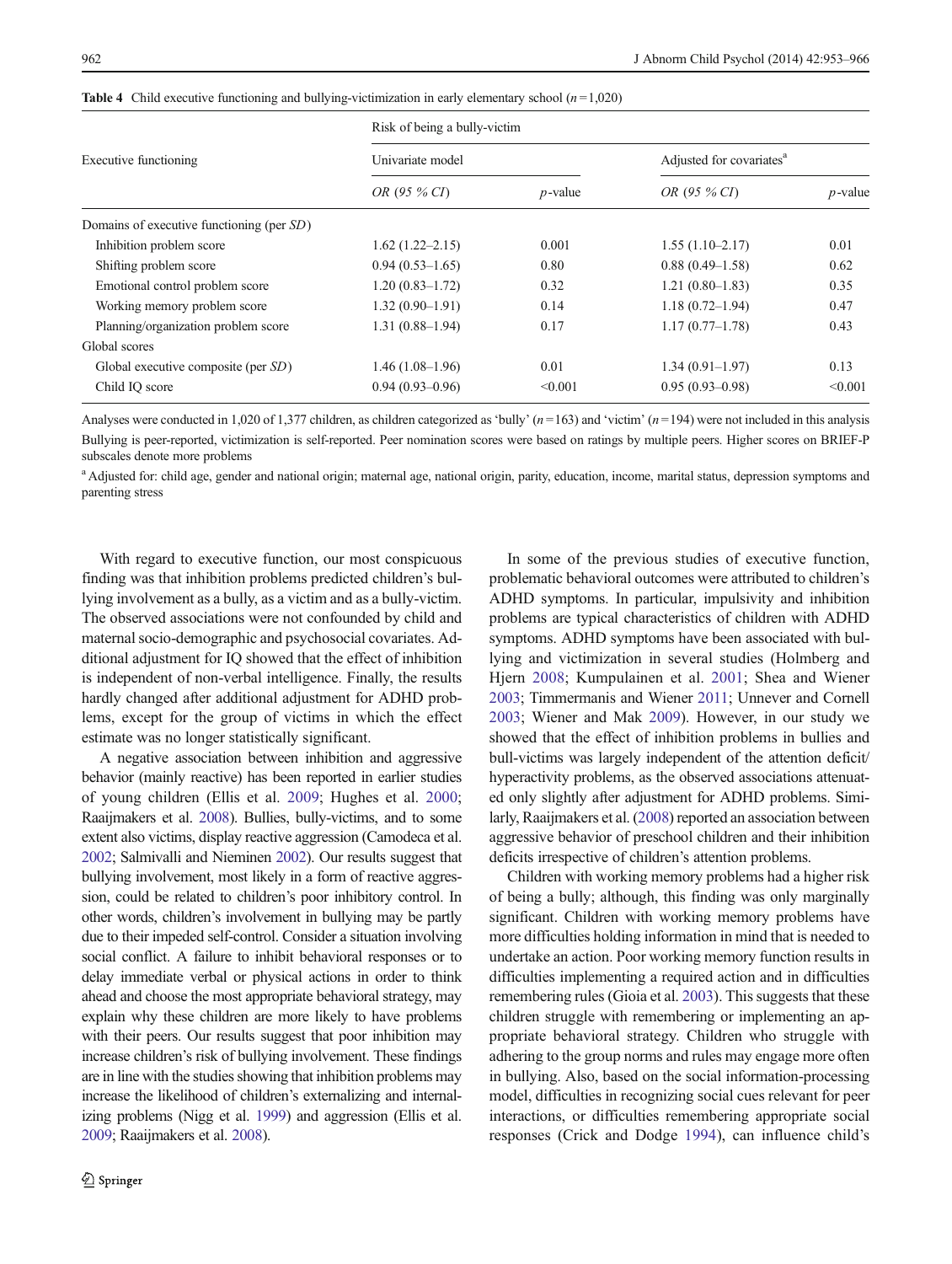**Table 4** Child executive functioning and bullying-victimization in early elementary school ($n = 1{,}020$)

| Executive functioning | Risk of being a bully-victim | | | |
|---|---|---|---|---|
| | Univariate model | | Adjusted for covariates[a] | |
| | *OR (95 % CI)* | *p*-value | *OR (95 % CI)* | *p*-value |
| Domains of executive functioning (per *SD*) | | | | |
| Inhibition problem score | 1.62 (1.22–2.15) | 0.001 | 1.55 (1.10–2.17) | 0.01 |
| Shifting problem score | 0.94 (0.53–1.65) | 0.80 | 0.88 (0.49–1.58) | 0.62 |
| Emotional control problem score | 1.20 (0.83–1.72) | 0.32 | 1.21 (0.80–1.83) | 0.35 |
| Working memory problem score | 1.32 (0.90–1.91) | 0.14 | 1.18 (0.72–1.94) | 0.47 |
| Planning/organization problem score | 1.31 (0.88–1.94) | 0.17 | 1.17 (0.77–1.78) | 0.43 |
| Global scores | | | | |
| Global executive composite (per *SD*) | 1.46 (1.08–1.96) | 0.01 | 1.34 (0.91–1.97) | 0.13 |
| Child IQ score | 0.94 (0.93–0.96) | <0.001 | 0.95 (0.93–0.98) | <0.001 |

Analyses were conducted in 1,020 of 1,377 children, as children categorized as 'bully' ($n = 163$) and 'victim' ($n = 194$) were not included in this analysis

Bullying is peer-reported, victimization is self-reported. Peer nomination scores were based on ratings by multiple peers. Higher scores on BRIEF-P subscales denote more problems

[a] Adjusted for: child age, gender and national origin; maternal age, national origin, parity, education, income, marital status, depression symptoms and parenting stress

With regard to executive function, our most conspicuous finding was that inhibition problems predicted children's bullying involvement as a bully, as a victim and as a bully-victim. The observed associations were not confounded by child and maternal socio-demographic and psychosocial covariates. Additional adjustment for IQ showed that the effect of inhibition is independent of non-verbal intelligence. Finally, the results hardly changed after additional adjustment for ADHD problems, except for the group of victims in which the effect estimate was no longer statistically significant.

A negative association between inhibition and aggressive behavior (mainly reactive) has been reported in earlier studies of young children (Ellis et al. 2009; Hughes et al. 2000; Raaijmakers et al. 2008). Bullies, bully-victims, and to some extent also victims, display reactive aggression (Camodeca et al. 2002; Salmivalli and Nieminen 2002). Our results suggest that bullying involvement, most likely in a form of reactive aggression, could be related to children's poor inhibitory control. In other words, children's involvement in bullying may be partly due to their impeded self-control. Consider a situation involving social conflict. A failure to inhibit behavioral responses or to delay immediate verbal or physical actions in order to think ahead and choose the most appropriate behavioral strategy, may explain why these children are more likely to have problems with their peers. Our results suggest that poor inhibition may increase children's risk of bullying involvement. These findings are in line with the studies showing that inhibition problems may increase the likelihood of children's externalizing and internalizing problems (Nigg et al. 1999) and aggression (Ellis et al. 2009; Raaijmakers et al. 2008).

In some of the previous studies of executive function, problematic behavioral outcomes were attributed to children's ADHD symptoms. In particular, impulsivity and inhibition problems are typical characteristics of children with ADHD symptoms. ADHD symptoms have been associated with bullying and victimization in several studies (Holmberg and Hjern 2008; Kumpulainen et al. 2001; Shea and Wiener 2003; Timmermanis and Wiener 2011; Unnever and Cornell 2003; Wiener and Mak 2009). However, in our study we showed that the effect of inhibition problems in bullies and bull-victims was largely independent of the attention deficit/hyperactivity problems, as the observed associations attenuated only slightly after adjustment for ADHD problems. Similarly, Raaijmakers et al. (2008) reported an association between aggressive behavior of preschool children and their inhibition deficits irrespective of children's attention problems.

Children with working memory problems had a higher risk of being a bully; although, this finding was only marginally significant. Children with working memory problems have more difficulties holding information in mind that is needed to undertake an action. Poor working memory function results in difficulties implementing a required action and in difficulties remembering rules (Gioia et al. 2003). This suggests that these children struggle with remembering or implementing an appropriate behavioral strategy. Children who struggle with adhering to the group norms and rules may engage more often in bullying. Also, based on the social information-processing model, difficulties in recognizing social cues relevant for peer interactions, or difficulties remembering appropriate social responses (Crick and Dodge 1994), can influence child's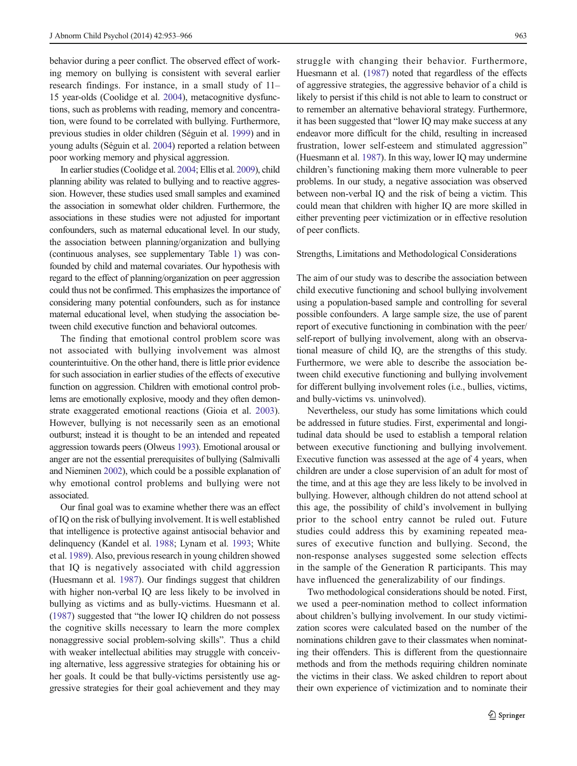behavior during a peer conflict. The observed effect of working memory on bullying is consistent with several earlier research findings. For instance, in a small study of 11–15 year-olds (Coolidge et al. 2004), metacognitive dysfunctions, such as problems with reading, memory and concentration, were found to be correlated with bullying. Furthermore, previous studies in older children (Séguin et al. 1999) and in young adults (Séguin et al. 2004) reported a relation between poor working memory and physical aggression.

In earlier studies (Coolidge et al. 2004; Ellis et al. 2009), child planning ability was related to bullying and to reactive aggression. However, these studies used small samples and examined the association in somewhat older children. Furthermore, the associations in these studies were not adjusted for important confounders, such as maternal educational level. In our study, the association between planning/organization and bullying (continuous analyses, see supplementary Table 1) was confounded by child and maternal covariates. Our hypothesis with regard to the effect of planning/organization on peer aggression could thus not be confirmed. This emphasizes the importance of considering many potential confounders, such as for instance maternal educational level, when studying the association between child executive function and behavioral outcomes.

The finding that emotional control problem score was not associated with bullying involvement was almost counterintuitive. On the other hand, there is little prior evidence for such association in earlier studies of the effects of executive function on aggression. Children with emotional control problems are emotionally explosive, moody and they often demonstrate exaggerated emotional reactions (Gioia et al. 2003). However, bullying is not necessarily seen as an emotional outburst; instead it is thought to be an intended and repeated aggression towards peers (Olweus 1993). Emotional arousal or anger are not the essential prerequisites of bullying (Salmivalli and Nieminen 2002), which could be a possible explanation of why emotional control problems and bullying were not associated.

Our final goal was to examine whether there was an effect of IQ on the risk of bullying involvement. It is well established that intelligence is protective against antisocial behavior and delinquency (Kandel et al. 1988; Lynam et al. 1993; White et al. 1989). Also, previous research in young children showed that IQ is negatively associated with child aggression (Huesmann et al. 1987). Our findings suggest that children with higher non-verbal IQ are less likely to be involved in bullying as victims and as bully-victims. Huesmann et al. (1987) suggested that "the lower IQ children do not possess the cognitive skills necessary to learn the more complex nonaggressive social problem-solving skills". Thus a child with weaker intellectual abilities may struggle with conceiving alternative, less aggressive strategies for obtaining his or her goals. It could be that bully-victims persistently use aggressive strategies for their goal achievement and they may struggle with changing their behavior. Furthermore, Huesmann et al. (1987) noted that regardless of the effects of aggressive strategies, the aggressive behavior of a child is likely to persist if this child is not able to learn to construct or to remember an alternative behavioral strategy. Furthermore, it has been suggested that "lower IQ may make success at any endeavor more difficult for the child, resulting in increased frustration, lower self-esteem and stimulated aggression" (Huesmann et al. 1987). In this way, lower IQ may undermine children's functioning making them more vulnerable to peer problems. In our study, a negative association was observed between non-verbal IQ and the risk of being a victim. This could mean that children with higher IQ are more skilled in either preventing peer victimization or in effective resolution of peer conflicts.

### Strengths, Limitations and Methodological Considerations

The aim of our study was to describe the association between child executive functioning and school bullying involvement using a population-based sample and controlling for several possible confounders. A large sample size, the use of parent report of executive functioning in combination with the peer/self-report of bullying involvement, along with an observational measure of child IQ, are the strengths of this study. Furthermore, we were able to describe the association between child executive functioning and bullying involvement for different bullying involvement roles (i.e., bullies, victims, and bully-victims vs. uninvolved).

Nevertheless, our study has some limitations which could be addressed in future studies. First, experimental and longitudinal data should be used to establish a temporal relation between executive functioning and bullying involvement. Executive function was assessed at the age of 4 years, when children are under a close supervision of an adult for most of the time, and at this age they are less likely to be involved in bullying. However, although children do not attend school at this age, the possibility of child's involvement in bullying prior to the school entry cannot be ruled out. Future studies could address this by examining repeated measures of executive function and bullying. Second, the non-response analyses suggested some selection effects in the sample of the Generation R participants. This may have influenced the generalizability of our findings.

Two methodological considerations should be noted. First, we used a peer-nomination method to collect information about children's bullying involvement. In our study victimization scores were calculated based on the number of the nominations children gave to their classmates when nominating their offenders. This is different from the questionnaire methods and from the methods requiring children nominate the victims in their class. We asked children to report about their own experience of victimization and to nominate their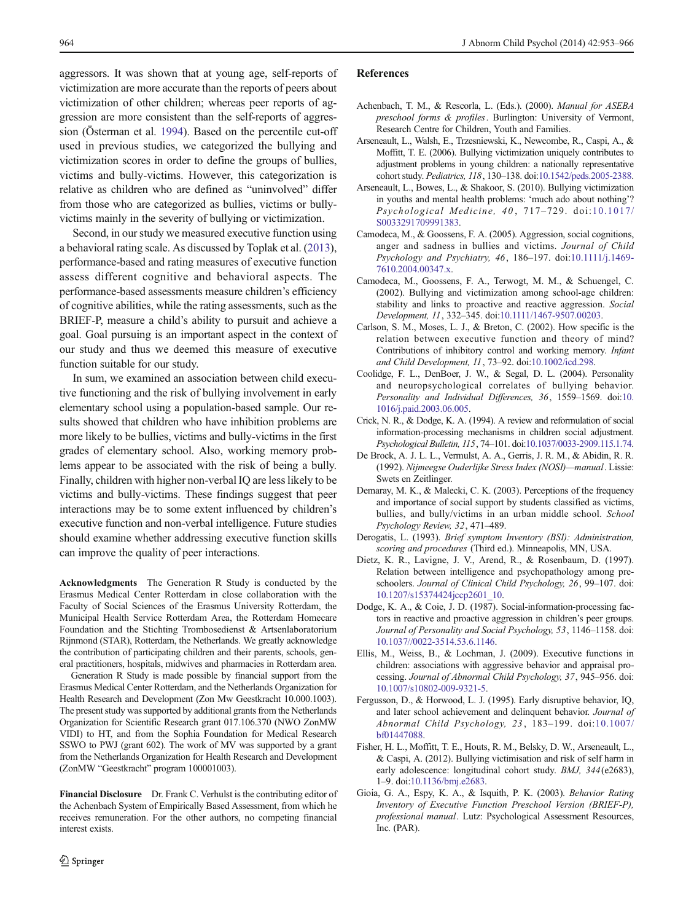aggressors. It was shown that at young age, self-reports of victimization are more accurate than the reports of peers about victimization of other children; whereas peer reports of aggression are more consistent than the self-reports of aggression (Österman et al. 1994). Based on the percentile cut-off used in previous studies, we categorized the bullying and victimization scores in order to define the groups of bullies, victims and bully-victims. However, this categorization is relative as children who are defined as "uninvolved" differ from those who are categorized as bullies, victims or bully-victims mainly in the severity of bullying or victimization.

Second, in our study we measured executive function using a behavioral rating scale. As discussed by Toplak et al. (2013), performance-based and rating measures of executive function assess different cognitive and behavioral aspects. The performance-based assessments measure children's efficiency of cognitive abilities, while the rating assessments, such as the BRIEF-P, measure a child's ability to pursuit and achieve a goal. Goal pursuing is an important aspect in the context of our study and thus we deemed this measure of executive function suitable for our study.

In sum, we examined an association between child executive functioning and the risk of bullying involvement in early elementary school using a population-based sample. Our results showed that children who have inhibition problems are more likely to be bullies, victims and bully-victims in the first grades of elementary school. Also, working memory problems appear to be associated with the risk of being a bully. Finally, children with higher non-verbal IQ are less likely to be victims and bully-victims. These findings suggest that peer interactions may be to some extent influenced by children's executive function and non-verbal intelligence. Future studies should examine whether addressing executive function skills can improve the quality of peer interactions.

**Acknowledgments** The Generation R Study is conducted by the Erasmus Medical Center Rotterdam in close collaboration with the Faculty of Social Sciences of the Erasmus University Rotterdam, the Municipal Health Service Rotterdam Area, the Rotterdam Homecare Foundation and the Stichting Trombosedienst & Artsenlaboratorium Rijnmond (STAR), Rotterdam, the Netherlands. We greatly acknowledge the contribution of participating children and their parents, schools, general practitioners, hospitals, midwives and pharmacies in Rotterdam area.

Generation R Study is made possible by financial support from the Erasmus Medical Center Rotterdam, and the Netherlands Organization for Health Research and Development (Zon Mw Geestkracht 10.000.1003). The present study was supported by additional grants from the Netherlands Organization for Scientific Research grant 017.106.370 (NWO ZonMW VIDI) to HT, and from the Sophia Foundation for Medical Research SSWO to PWJ (grant 602). The work of MV was supported by a grant from the Netherlands Organization for Health Research and Development (ZonMW "Geestkracht" program 100001003).

**Financial Disclosure** Dr. Frank C. Verhulst is the contributing editor of the Achenbach System of Empirically Based Assessment, from which he receives remuneration. For the other authors, no competing financial interest exists.

## References

Achenbach, T. M., & Rescorla, L. (Eds.). (2000). *Manual for ASEBA preschool forms & profiles*. Burlington: University of Vermont, Research Centre for Children, Youth and Families.

Arseneault, L., Walsh, E., Trzesniewski, K., Newcombe, R., Caspi, A., & Moffitt, T. E. (2006). Bullying victimization uniquely contributes to adjustment problems in young children: a nationally representative cohort study. *Pediatrics, 118*, 130–138. doi:10.1542/peds.2005-2388.

Arseneault, L., Bowes, L., & Shakoor, S. (2010). Bullying victimization in youths and mental health problems: 'much ado about nothing'? *Psychological Medicine, 40*, 717–729. doi:10.1017/S0033291709991383.

Camodeca, M., & Goossens, F. A. (2005). Aggression, social cognitions, anger and sadness in bullies and victims. *Journal of Child Psychology and Psychiatry, 46*, 186–197. doi:10.1111/j.1469-7610.2004.00347.x.

Camodeca, M., Goossens, F. A., Terwogt, M. M., & Schuengel, C. (2002). Bullying and victimization among school-age children: stability and links to proactive and reactive aggression. *Social Development, 11*, 332–345. doi:10.1111/1467-9507.00203.

Carlson, S. M., Moses, L. J., & Breton, C. (2002). How specific is the relation between executive function and theory of mind? Contributions of inhibitory control and working memory. *Infant and Child Development, 11*, 73–92. doi:10.1002/icd.298.

Coolidge, F. L., DenBoer, J. W., & Segal, D. L. (2004). Personality and neuropsychological correlates of bullying behavior. *Personality and Individual Differences, 36*, 1559–1569. doi:10.1016/j.paid.2003.06.005.

Crick, N. R., & Dodge, K. A. (1994). A review and reformulation of social information-processing mechanisms in children social adjustment. *Psychological Bulletin, 115*, 74–101. doi:10.1037/0033-2909.115.1.74.

De Brock, A. J. L. L., Vermulst, A. A., Gerris, J. R. M., & Abidin, R. R. (1992). *Nijmeegse Ouderlijke Stress Index (NOSI)—manual*. Lissie: Swets en Zeitlinger.

Demaray, M. K., & Malecki, C. K. (2003). Perceptions of the frequency and importance of social support by students classified as victims, bullies, and bully/victims in an urban middle school. *School Psychology Review, 32*, 471–489.

Derogatis, L. (1993). *Brief symptom Inventory (BSI): Administration, scoring and procedures* (Third ed.). Minneapolis, MN, USA.

Dietz, K. R., Lavigne, J. V., Arend, R., & Rosenbaum, D. (1997). Relation between intelligence and psychopathology among preschoolers. *Journal of Clinical Child Psychology, 26*, 99–107. doi:10.1207/s15374424jccp2601_10.

Dodge, K. A., & Coie, J. D. (1987). Social-information-processing factors in reactive and proactive aggression in children's peer groups. *Journal of Personality and Social Psychology, 53*, 1146–1158. doi:10.1037//0022-3514.53.6.1146.

Ellis, M., Weiss, B., & Lochman, J. (2009). Executive functions in children: associations with aggressive behavior and appraisal processing. *Journal of Abnormal Child Psychology, 37*, 945–956. doi:10.1007/s10802-009-9321-5.

Fergusson, D., & Horwood, L. J. (1995). Early disruptive behavior, IQ, and later school achievement and delinquent behavior. *Journal of Abnormal Child Psychology, 23*, 183–199. doi:10.1007/bf01447088.

Fisher, H. L., Moffitt, T. E., Houts, R. M., Belsky, D. W., Arseneault, L., & Caspi, A. (2012). Bullying victimisation and risk of self harm in early adolescence: longitudinal cohort study. *BMJ, 344*(e2683), 1–9. doi:10.1136/bmj.e2683.

Gioia, G. A., Espy, K. A., & Isquith, P. K. (2003). *Behavior Rating Inventory of Executive Function Preschool Version (BRIEF-P), professional manual*. Lutz: Psychological Assessment Resources, Inc. (PAR).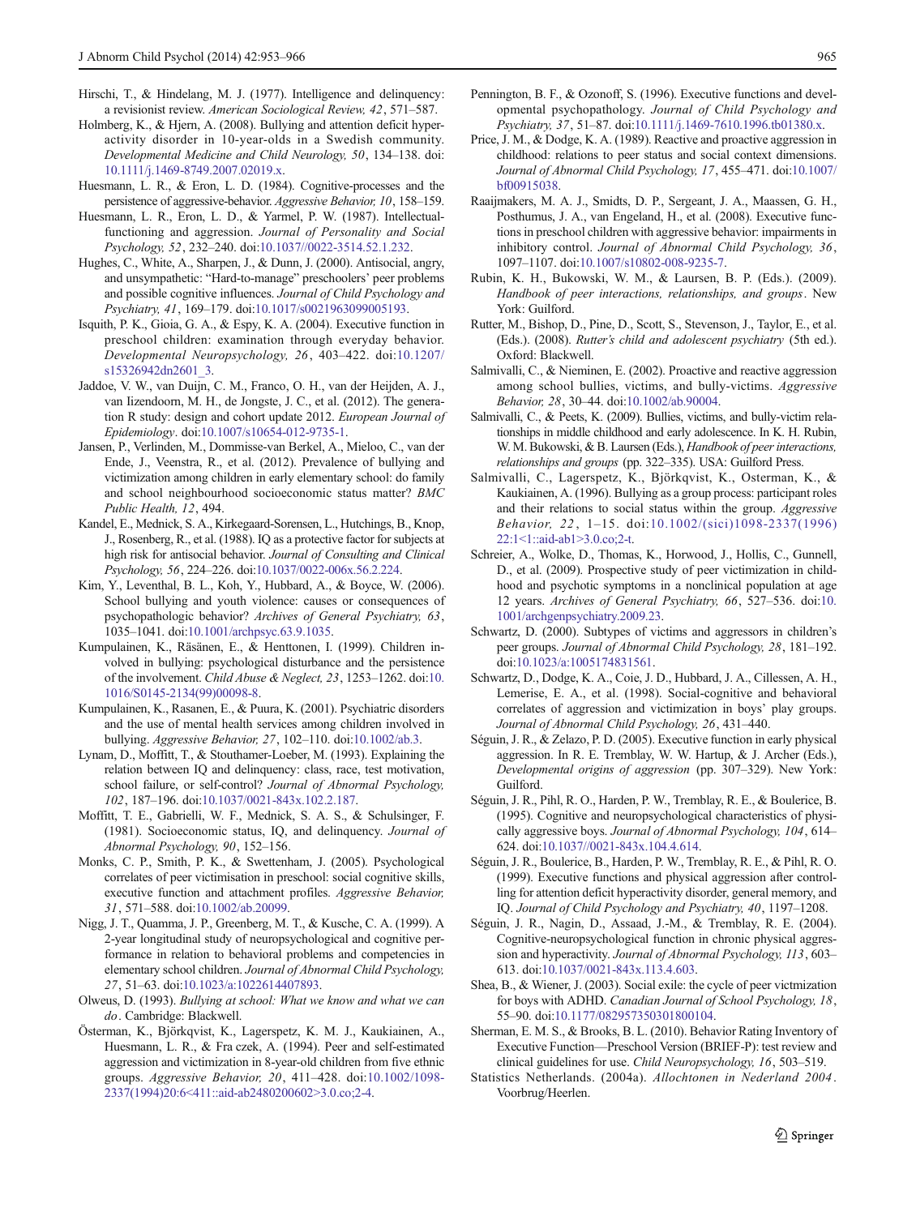Hirschi, T., & Hindelang, M. J. (1977). Intelligence and delinquency: a revisionist review. *American Sociological Review, 42*, 571–587.

Holmberg, K., & Hjern, A. (2008). Bullying and attention deficit hyperactivity disorder in 10-year-olds in a Swedish community. *Developmental Medicine and Child Neurology, 50*, 134–138. doi:10.1111/j.1469-8749.2007.02019.x.

Huesmann, L. R., & Eron, L. D. (1984). Cognitive-processes and the persistence of aggressive-behavior. *Aggressive Behavior, 10*, 158–159.

Huesmann, L. R., Eron, L. D., & Yarmel, P. W. (1987). Intellectual-functioning and aggression. *Journal of Personality and Social Psychology, 52*, 232–240. doi:10.1037//0022-3514.52.1.232.

Hughes, C., White, A., Sharpen, J., & Dunn, J. (2000). Antisocial, angry, and unsympathetic: "Hard-to-manage" preschoolers' peer problems and possible cognitive influences. *Journal of Child Psychology and Psychiatry, 41*, 169–179. doi:10.1017/s0021963099005193.

Isquith, P. K., Gioia, G. A., & Espy, K. A. (2004). Executive function in preschool children: examination through everyday behavior. *Developmental Neuropsychology, 26*, 403–422. doi:10.1207/s15326942dn2601_3.

Jaddoe, V. W., van Duijn, C. M., Franco, O. H., van der Heijden, A. J., van Iizendoorn, M. H., de Jongste, J. C., et al. (2012). The generation R study: design and cohort update 2012. *European Journal of Epidemiology*. doi:10.1007/s10654-012-9735-1.

Jansen, P., Verlinden, M., Dommisse-van Berkel, A., Mieloo, C., van der Ende, J., Veenstra, R., et al. (2012). Prevalence of bullying and victimization among children in early elementary school: do family and school neighbourhood socioeconomic status matter? *BMC Public Health, 12*, 494.

Kandel, E., Mednick, S. A., Kirkegaard-Sorensen, L., Hutchings, B., Knop, J., Rosenberg, R., et al. (1988). IQ as a protective factor for subjects at high risk for antisocial behavior. *Journal of Consulting and Clinical Psychology, 56*, 224–226. doi:10.1037/0022-006x.56.2.224.

Kim, Y., Leventhal, B. L., Koh, Y., Hubbard, A., & Boyce, W. (2006). School bullying and youth violence: causes or consequences of psychopathologic behavior? *Archives of General Psychiatry, 63*, 1035–1041. doi:10.1001/archpsyc.63.9.1035.

Kumpulainen, K., Räsänen, E., & Henttonen, I. (1999). Children involved in bullying: psychological disturbance and the persistence of the involvement. *Child Abuse & Neglect, 23*, 1253–1262. doi:10.1016/S0145-2134(99)00098-8.

Kumpulainen, K., Rasanen, E., & Puura, K. (2001). Psychiatric disorders and the use of mental health services among children involved in bullying. *Aggressive Behavior, 27*, 102–110. doi:10.1002/ab.3.

Lynam, D., Moffitt, T., & Stouthamer-Loeber, M. (1993). Explaining the relation between IQ and delinquency: class, race, test motivation, school failure, or self-control? *Journal of Abnormal Psychology, 102*, 187–196. doi:10.1037/0021-843x.102.2.187.

Moffitt, T. E., Gabrielli, W. F., Mednick, S. A. S., & Schulsinger, F. (1981). Socioeconomic status, IQ, and delinquency. *Journal of Abnormal Psychology, 90*, 152–156.

Monks, C. P., Smith, P. K., & Swettenham, J. (2005). Psychological correlates of peer victimisation in preschool: social cognitive skills, executive function and attachment profiles. *Aggressive Behavior, 31*, 571–588. doi:10.1002/ab.20099.

Nigg, J. T., Quamma, J. P., Greenberg, M. T., & Kusche, C. A. (1999). A 2-year longitudinal study of neuropsychological and cognitive performance in relation to behavioral problems and competencies in elementary school children. *Journal of Abnormal Child Psychology, 27*, 51–63. doi:10.1023/a:1022614407893.

Olweus, D. (1993). *Bullying at school: What we know and what we can do*. Cambridge: Blackwell.

Österman, K., Björkqvist, K., Lagerspetz, K. M. J., Kaukiainen, A., Huesmann, L. R., & Fra czek, A. (1994). Peer and self-estimated aggression and victimization in 8-year-old children from five ethnic groups. *Aggressive Behavior, 20*, 411–428. doi:10.1002/1098-2337(1994)20:6<411::aid-ab2480200602>3.0.co;2-4.

Pennington, B. F., & Ozonoff, S. (1996). Executive functions and developmental psychopathology. *Journal of Child Psychology and Psychiatry, 37*, 51–87. doi:10.1111/j.1469-7610.1996.tb01380.x.

Price, J. M., & Dodge, K. A. (1989). Reactive and proactive aggression in childhood: relations to peer status and social context dimensions. *Journal of Abnormal Child Psychology, 17*, 455–471. doi:10.1007/bf00915038.

Raaijmakers, M. A. J., Smidts, D. P., Sergeant, J. A., Maassen, G. H., Posthumus, J. A., van Engeland, H., et al. (2008). Executive functions in preschool children with aggressive behavior: impairments in inhibitory control. *Journal of Abnormal Child Psychology, 36*, 1097–1107. doi:10.1007/s10802-008-9235-7.

Rubin, K. H., Bukowski, W. M., & Laursen, B. P. (Eds.). (2009). *Handbook of peer interactions, relationships, and groups*. New York: Guilford.

Rutter, M., Bishop, D., Pine, D., Scott, S., Stevenson, J., Taylor, E., et al. (Eds.). (2008). *Rutter's child and adolescent psychiatry* (5th ed.). Oxford: Blackwell.

Salmivalli, C., & Nieminen, E. (2002). Proactive and reactive aggression among school bullies, victims, and bully-victims. *Aggressive Behavior, 28*, 30–44. doi:10.1002/ab.90004.

Salmivalli, C., & Peets, K. (2009). Bullies, victims, and bully-victim relationships in middle childhood and early adolescence. In K. H. Rubin, W. M. Bukowski, & B. Laursen (Eds.), *Handbook of peer interactions, relationships and groups* (pp. 322–335). USA: Guilford Press.

Salmivalli, C., Lagerspetz, K., Björkqvist, K., Osterman, K., & Kaukiainen, A. (1996). Bullying as a group process: participant roles and their relations to social status within the group. *Aggressive Behavior, 22*, 1–15. doi:10.1002/(sici)1098-2337(1996)22:1<1::aid-ab1>3.0.co;2-t.

Schreier, A., Wolke, D., Thomas, K., Horwood, J., Hollis, C., Gunnell, D., et al. (2009). Prospective study of peer victimization in childhood and psychotic symptoms in a nonclinical population at age 12 years. *Archives of General Psychiatry, 66*, 527–536. doi:10.1001/archgenpsychiatry.2009.23.

Schwartz, D. (2000). Subtypes of victims and aggressors in children's peer groups. *Journal of Abnormal Child Psychology, 28*, 181–192. doi:10.1023/a:1005174831561.

Schwartz, D., Dodge, K. A., Coie, J. D., Hubbard, J. A., Cillessen, A. H., Lemerise, E. A., et al. (1998). Social-cognitive and behavioral correlates of aggression and victimization in boys' play groups. *Journal of Abnormal Child Psychology, 26*, 431–440.

Séguin, J. R., & Zelazo, P. D. (2005). Executive function in early physical aggression. In R. E. Tremblay, W. W. Hartup, & J. Archer (Eds.), *Developmental origins of aggression* (pp. 307–329). New York: Guilford.

Séguin, J. R., Pihl, R. O., Harden, P. W., Tremblay, R. E., & Boulerice, B. (1995). Cognitive and neuropsychological characteristics of physically aggressive boys. *Journal of Abnormal Psychology, 104*, 614–624. doi:10.1037//0021-843x.104.4.614.

Séguin, J. R., Boulerice, B., Harden, P. W., Tremblay, R. E., & Pihl, R. O. (1999). Executive functions and physical aggression after controlling for attention deficit hyperactivity disorder, general memory, and IQ. *Journal of Child Psychology and Psychiatry, 40*, 1197–1208.

Séguin, J. R., Nagin, D., Assaad, J.-M., & Tremblay, R. E. (2004). Cognitive-neuropsychological function in chronic physical aggression and hyperactivity. *Journal of Abnormal Psychology, 113*, 603–613. doi:10.1037/0021-843x.113.4.603.

Shea, B., & Wiener, J. (2003). Social exile: the cycle of peer victmization for boys with ADHD. *Canadian Journal of School Psychology, 18*, 55–90. doi:10.1177/082957350301800104.

Sherman, E. M. S., & Brooks, B. L. (2010). Behavior Rating Inventory of Executive Function—Preschool Version (BRIEF-P): test review and clinical guidelines for use. *Child Neuropsychology, 16*, 503–519.

Statistics Netherlands. (2004a). *Allochtonen in Nederland 2004*. Voorbrug/Heerlen.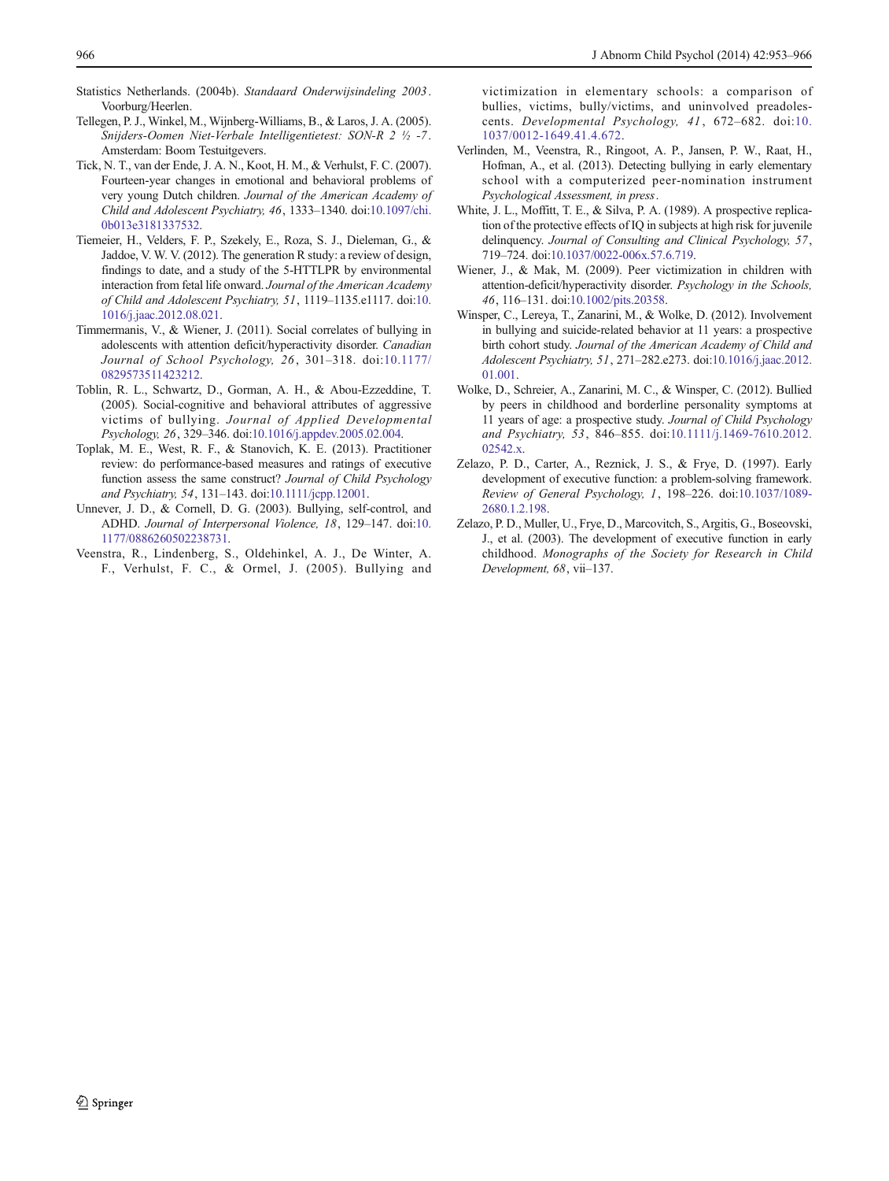Statistics Netherlands. (2004b). *Standaard Onderwijsindeling 2003*. Voorburg/Heerlen.

Tellegen, P. J., Winkel, M., Wijnberg-Williams, B., & Laros, J. A. (2005). *Snijders-Oomen Niet-Verbale Intelligentietest: SON-R 2 ½ -7*. Amsterdam: Boom Testuitgevers.

Tick, N. T., van der Ende, J. A. N., Koot, H. M., & Verhulst, F. C. (2007). Fourteen-year changes in emotional and behavioral problems of very young Dutch children. *Journal of the American Academy of Child and Adolescent Psychiatry, 46*, 1333–1340. doi:10.1097/chi.0b013e3181337532.

Tiemeier, H., Velders, F. P., Szekely, E., Roza, S. J., Dieleman, G., & Jaddoe, V. W. V. (2012). The generation R study: a review of design, findings to date, and a study of the 5-HTTLPR by environmental interaction from fetal life onward. *Journal of the American Academy of Child and Adolescent Psychiatry, 51*, 1119–1135.e1117. doi:10.1016/j.jaac.2012.08.021.

Timmermanis, V., & Wiener, J. (2011). Social correlates of bullying in adolescents with attention deficit/hyperactivity disorder. *Canadian Journal of School Psychology, 26*, 301–318. doi:10.1177/0829573511423212.

Toblin, R. L., Schwartz, D., Gorman, A. H., & Abou-Ezzeddine, T. (2005). Social-cognitive and behavioral attributes of aggressive victims of bullying. *Journal of Applied Developmental Psychology, 26*, 329–346. doi:10.1016/j.appdev.2005.02.004.

Toplak, M. E., West, R. F., & Stanovich, K. E. (2013). Practitioner review: do performance-based measures and ratings of executive function assess the same construct? *Journal of Child Psychology and Psychiatry, 54*, 131–143. doi:10.1111/jcpp.12001.

Unnever, J. D., & Cornell, D. G. (2003). Bullying, self-control, and ADHD. *Journal of Interpersonal Violence, 18*, 129–147. doi:10.1177/0886260502238731.

Veenstra, R., Lindenberg, S., Oldehinkel, A. J., De Winter, A. F., Verhulst, F. C., & Ormel, J. (2005). Bullying and victimization in elementary schools: a comparison of bullies, victims, bully/victims, and uninvolved preadolescents. *Developmental Psychology, 41*, 672–682. doi:10.1037/0012-1649.41.4.672.

Verlinden, M., Veenstra, R., Ringoot, A. P., Jansen, P. W., Raat, H., Hofman, A., et al. (2013). Detecting bullying in early elementary school with a computerized peer-nomination instrument *Psychological Assessment, in press*.

White, J. L., Moffitt, T. E., & Silva, P. A. (1989). A prospective replication of the protective effects of IQ in subjects at high risk for juvenile delinquency. *Journal of Consulting and Clinical Psychology, 57*, 719–724. doi:10.1037/0022-006x.57.6.719.

Wiener, J., & Mak, M. (2009). Peer victimization in children with attention-deficit/hyperactivity disorder. *Psychology in the Schools, 46*, 116–131. doi:10.1002/pits.20358.

Winsper, C., Lereya, T., Zanarini, M., & Wolke, D. (2012). Involvement in bullying and suicide-related behavior at 11 years: a prospective birth cohort study. *Journal of the American Academy of Child and Adolescent Psychiatry, 51*, 271–282.e273. doi:10.1016/j.jaac.2012.01.001.

Wolke, D., Schreier, A., Zanarini, M. C., & Winsper, C. (2012). Bullied by peers in childhood and borderline personality symptoms at 11 years of age: a prospective study. *Journal of Child Psychology and Psychiatry, 53*, 846–855. doi:10.1111/j.1469-7610.2012.02542.x.

Zelazo, P. D., Carter, A., Reznick, J. S., & Frye, D. (1997). Early development of executive function: a problem-solving framework. *Review of General Psychology, 1*, 198–226. doi:10.1037/1089-2680.1.2.198.

Zelazo, P. D., Muller, U., Frye, D., Marcovitch, S., Argitis, G., Boseovski, J., et al. (2003). The development of executive function in early childhood. *Monographs of the Society for Research in Child Development, 68*, vii–137.